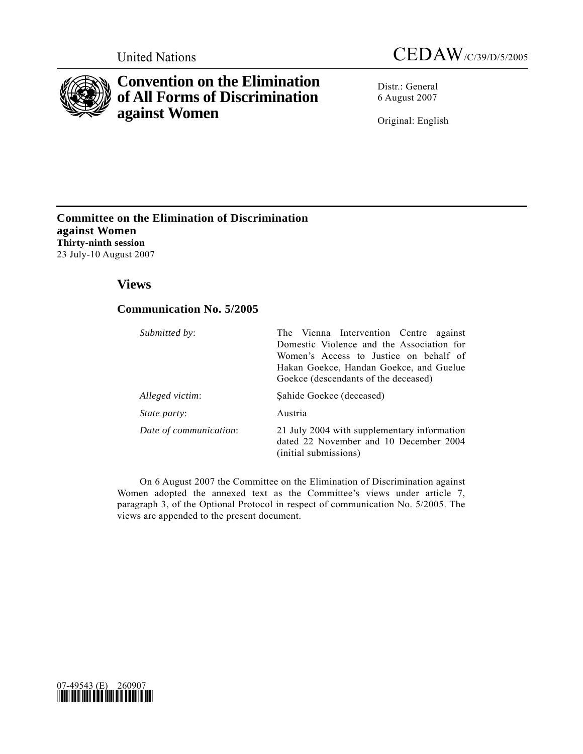United Nations CEDAW/C/39/D/5/2005

# Convention on the Elimination of All Forms of Discrimination against Women

Distr.: General
6 August 2007

Original: English

**Committee on the Elimination of Discrimination against Women**
**Thirty-ninth session**
23 July-10 August 2007

## Views

### Communication No. 5/2005

| | |
|---|---|
| *Submitted by*: | The Vienna Intervention Centre against Domestic Violence and the Association for Women's Access to Justice on behalf of Hakan Goekce, Handan Goekce, and Guelue Goekce (descendants of the deceased) |
| *Alleged victim*: | Şahide Goekce (deceased) |
| *State party*: | Austria |
| *Date of communication*: | 21 July 2004 with supplementary information dated 22 November and 10 December 2004 (initial submissions) |

On 6 August 2007 the Committee on the Elimination of Discrimination against Women adopted the annexed text as the Committee's views under article 7, paragraph 3, of the Optional Protocol in respect of communication No. 5/2005. The views are appended to the present document.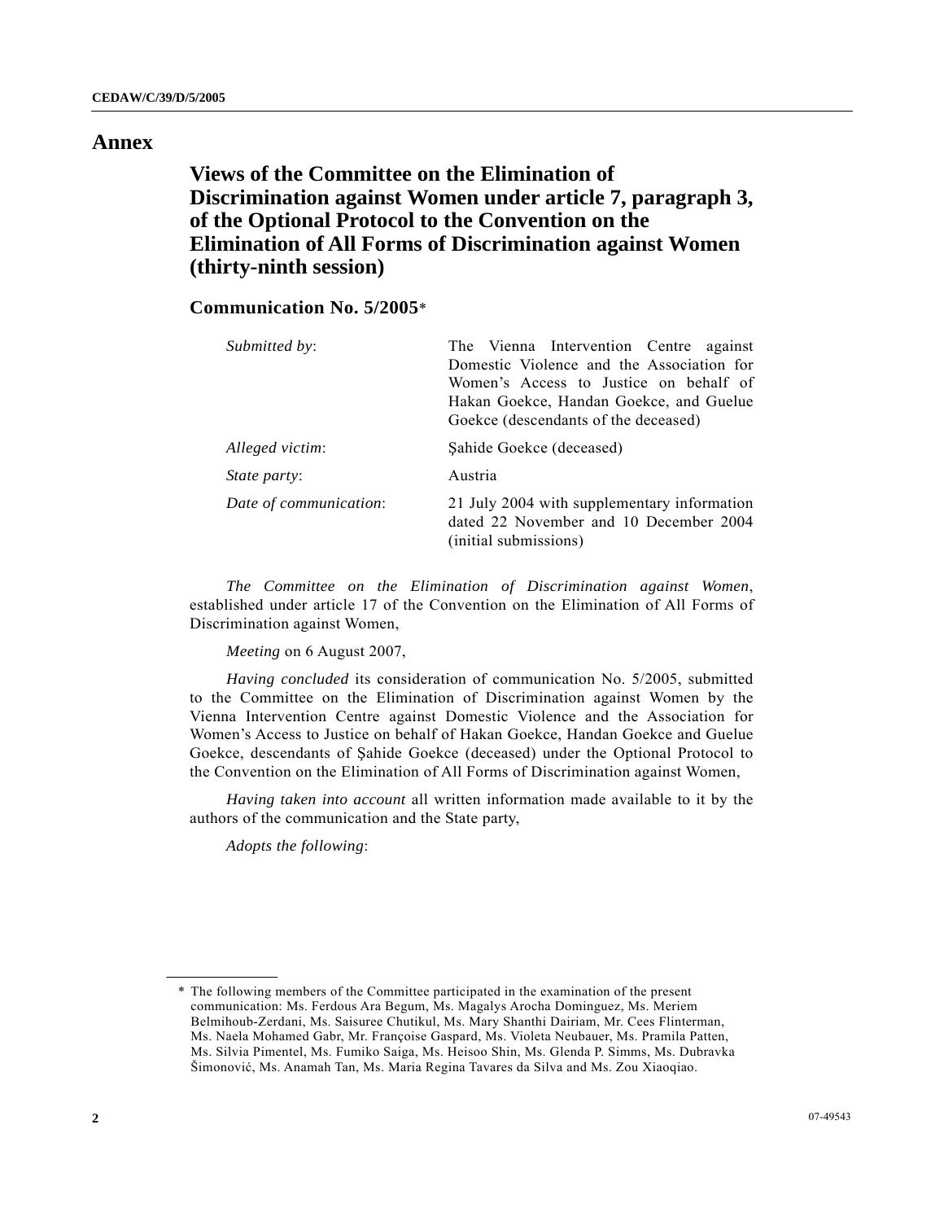# Annex

## Views of the Committee on the Elimination of Discrimination against Women under article 7, paragraph 3, of the Optional Protocol to the Convention on the Elimination of All Forms of Discrimination against Women (thirty-ninth session)

### Communication No. 5/2005*

| | |
|---|---|
| *Submitted by*: | The Vienna Intervention Centre against Domestic Violence and the Association for Women's Access to Justice on behalf of Hakan Goekce, Handan Goekce, and Guelue Goekce (descendants of the deceased) |
| *Alleged victim*: | Şahide Goekce (deceased) |
| *State party*: | Austria |
| *Date of communication*: | 21 July 2004 with supplementary information dated 22 November and 10 December 2004 (initial submissions) |

*The Committee on the Elimination of Discrimination against Women*, established under article 17 of the Convention on the Elimination of All Forms of Discrimination against Women,

*Meeting* on 6 August 2007,

*Having concluded* its consideration of communication No. 5/2005, submitted to the Committee on the Elimination of Discrimination against Women by the Vienna Intervention Centre against Domestic Violence and the Association for Women's Access to Justice on behalf of Hakan Goekce, Handan Goekce and Guelue Goekce, descendants of Şahide Goekce (deceased) under the Optional Protocol to the Convention on the Elimination of All Forms of Discrimination against Women,

*Having taken into account* all written information made available to it by the authors of the communication and the State party,

*Adopts the following*:

* The following members of the Committee participated in the examination of the present communication: Ms. Ferdous Ara Begum, Ms. Magalys Arocha Dominguez, Ms. Meriem Belmihoub-Zerdani, Ms. Saisuree Chutikul, Ms. Mary Shanthi Dairiam, Mr. Cees Flinterman, Ms. Naela Mohamed Gabr, Mr. Françoise Gaspard, Ms. Violeta Neubauer, Ms. Pramila Patten, Ms. Silvia Pimentel, Ms. Fumiko Saiga, Ms. Heisoo Shin, Ms. Glenda P. Simms, Ms. Dubravka Šimonović, Ms. Anamah Tan, Ms. Maria Regina Tavares da Silva and Ms. Zou Xiaoqiao.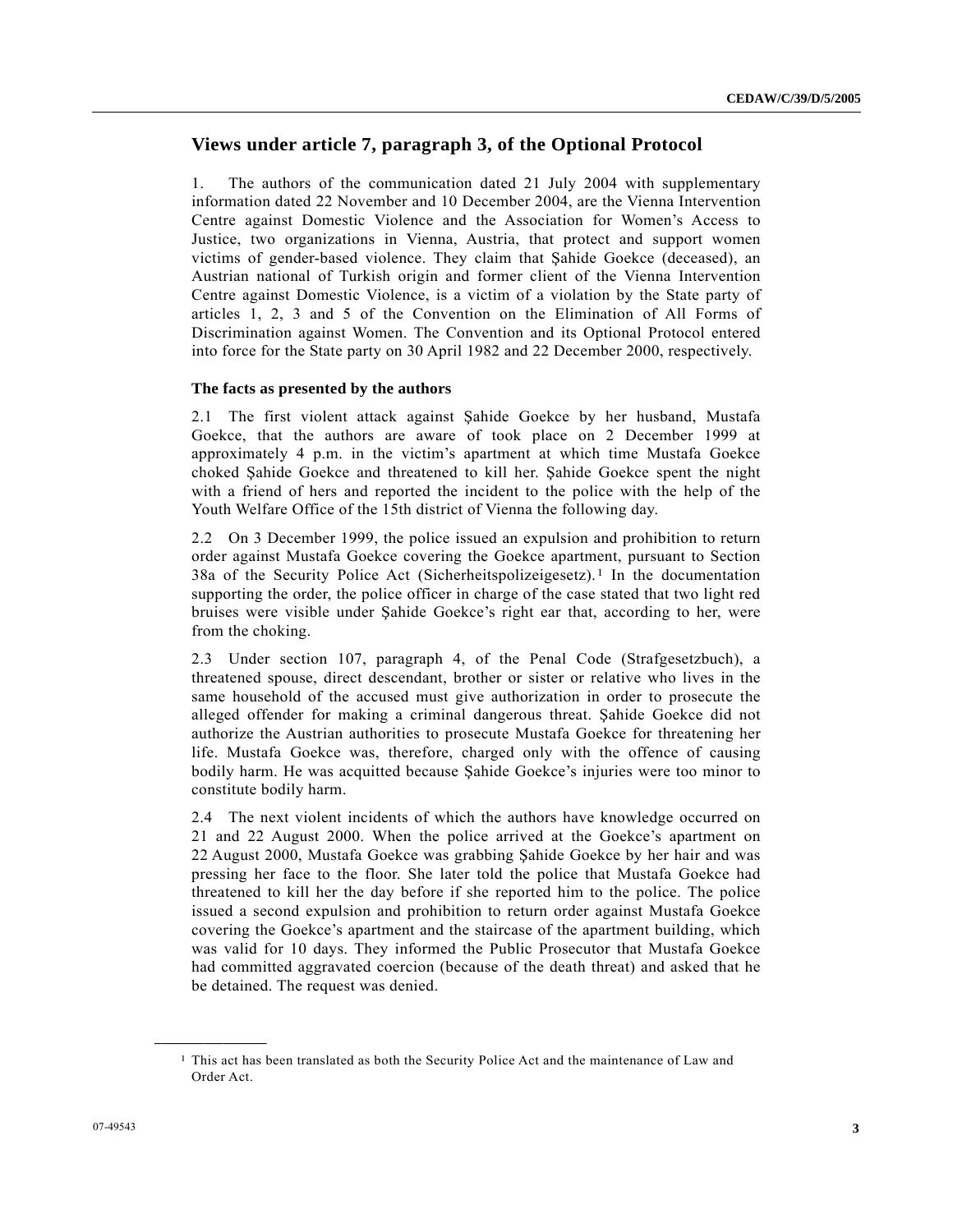## Views under article 7, paragraph 3, of the Optional Protocol

1. The authors of the communication dated 21 July 2004 with supplementary information dated 22 November and 10 December 2004, are the Vienna Intervention Centre against Domestic Violence and the Association for Women's Access to Justice, two organizations in Vienna, Austria, that protect and support women victims of gender-based violence. They claim that Şahide Goekce (deceased), an Austrian national of Turkish origin and former client of the Vienna Intervention Centre against Domestic Violence, is a victim of a violation by the State party of articles 1, 2, 3 and 5 of the Convention on the Elimination of All Forms of Discrimination against Women. The Convention and its Optional Protocol entered into force for the State party on 30 April 1982 and 22 December 2000, respectively.

**The facts as presented by the authors**

2.1 The first violent attack against Şahide Goekce by her husband, Mustafa Goekce, that the authors are aware of took place on 2 December 1999 at approximately 4 p.m. in the victim's apartment at which time Mustafa Goekce choked Şahide Goekce and threatened to kill her. Şahide Goekce spent the night with a friend of hers and reported the incident to the police with the help of the Youth Welfare Office of the 15th district of Vienna the following day.

2.2 On 3 December 1999, the police issued an expulsion and prohibition to return order against Mustafa Goekce covering the Goekce apartment, pursuant to Section 38a of the Security Police Act (Sicherheitspolizeigesetz).[1] In the documentation supporting the order, the police officer in charge of the case stated that two light red bruises were visible under Şahide Goekce's right ear that, according to her, were from the choking.

2.3 Under section 107, paragraph 4, of the Penal Code (Strafgesetzbuch), a threatened spouse, direct descendant, brother or sister or relative who lives in the same household of the accused must give authorization in order to prosecute the alleged offender for making a criminal dangerous threat. Şahide Goekce did not authorize the Austrian authorities to prosecute Mustafa Goekce for threatening her life. Mustafa Goekce was, therefore, charged only with the offence of causing bodily harm. He was acquitted because Şahide Goekce's injuries were too minor to constitute bodily harm.

2.4 The next violent incidents of which the authors have knowledge occurred on 21 and 22 August 2000. When the police arrived at the Goekce's apartment on 22 August 2000, Mustafa Goekce was grabbing Şahide Goekce by her hair and was pressing her face to the floor. She later told the police that Mustafa Goekce had threatened to kill her the day before if she reported him to the police. The police issued a second expulsion and prohibition to return order against Mustafa Goekce covering the Goekce's apartment and the staircase of the apartment building, which was valid for 10 days. They informed the Public Prosecutor that Mustafa Goekce had committed aggravated coercion (because of the death threat) and asked that he be detained. The request was denied.

---

[1] This act has been translated as both the Security Police Act and the maintenance of Law and Order Act.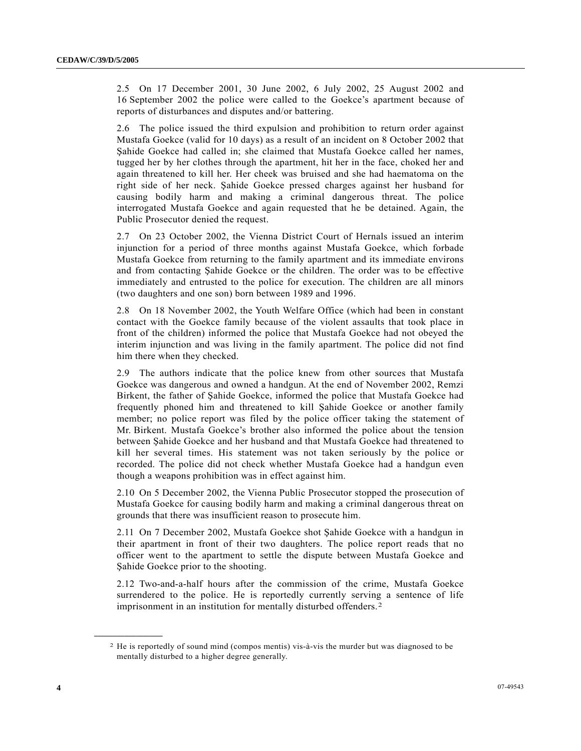2.5 On 17 December 2001, 30 June 2002, 6 July 2002, 25 August 2002 and 16 September 2002 the police were called to the Goekce's apartment because of reports of disturbances and disputes and/or battering.

2.6 The police issued the third expulsion and prohibition to return order against Mustafa Goekce (valid for 10 days) as a result of an incident on 8 October 2002 that Şahide Goekce had called in; she claimed that Mustafa Goekce called her names, tugged her by her clothes through the apartment, hit her in the face, choked her and again threatened to kill her. Her cheek was bruised and she had haematoma on the right side of her neck. Şahide Goekce pressed charges against her husband for causing bodily harm and making a criminal dangerous threat. The police interrogated Mustafa Goekce and again requested that he be detained. Again, the Public Prosecutor denied the request.

2.7 On 23 October 2002, the Vienna District Court of Hernals issued an interim injunction for a period of three months against Mustafa Goekce, which forbade Mustafa Goekce from returning to the family apartment and its immediate environs and from contacting Şahide Goekce or the children. The order was to be effective immediately and entrusted to the police for execution. The children are all minors (two daughters and one son) born between 1989 and 1996.

2.8 On 18 November 2002, the Youth Welfare Office (which had been in constant contact with the Goekce family because of the violent assaults that took place in front of the children) informed the police that Mustafa Goekce had not obeyed the interim injunction and was living in the family apartment. The police did not find him there when they checked.

2.9 The authors indicate that the police knew from other sources that Mustafa Goekce was dangerous and owned a handgun. At the end of November 2002, Remzi Birkent, the father of Şahide Goekce, informed the police that Mustafa Goekce had frequently phoned him and threatened to kill Şahide Goekce or another family member; no police report was filed by the police officer taking the statement of Mr. Birkent. Mustafa Goekce's brother also informed the police about the tension between Şahide Goekce and her husband and that Mustafa Goekce had threatened to kill her several times. His statement was not taken seriously by the police or recorded. The police did not check whether Mustafa Goekce had a handgun even though a weapons prohibition was in effect against him.

2.10 On 5 December 2002, the Vienna Public Prosecutor stopped the prosecution of Mustafa Goekce for causing bodily harm and making a criminal dangerous threat on grounds that there was insufficient reason to prosecute him.

2.11 On 7 December 2002, Mustafa Goekce shot Şahide Goekce with a handgun in their apartment in front of their two daughters. The police report reads that no officer went to the apartment to settle the dispute between Mustafa Goekce and Şahide Goekce prior to the shooting.

2.12 Two-and-a-half hours after the commission of the crime, Mustafa Goekce surrendered to the police. He is reportedly currently serving a sentence of life imprisonment in an institution for mentally disturbed offenders.[2]

---

[2] He is reportedly of sound mind (compos mentis) vis-à-vis the murder but was diagnosed to be mentally disturbed to a higher degree generally.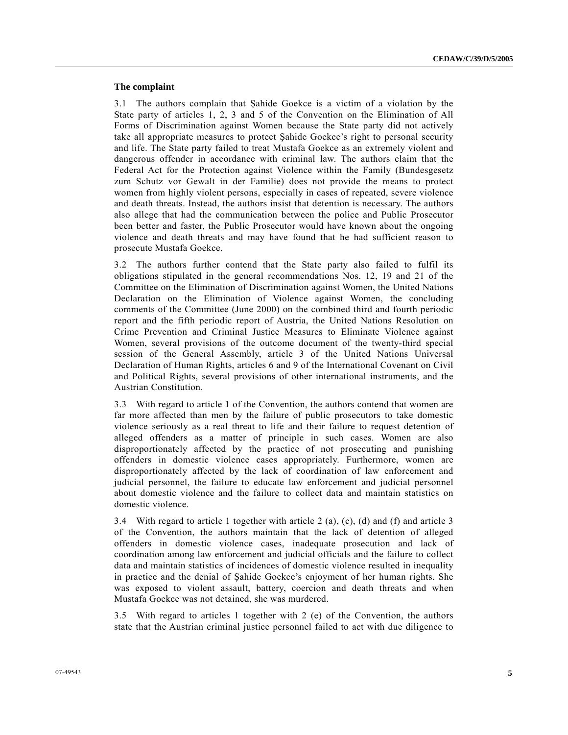### The complaint

3.1 The authors complain that Şahide Goekce is a victim of a violation by the State party of articles 1, 2, 3 and 5 of the Convention on the Elimination of All Forms of Discrimination against Women because the State party did not actively take all appropriate measures to protect Şahide Goekce's right to personal security and life. The State party failed to treat Mustafa Goekce as an extremely violent and dangerous offender in accordance with criminal law. The authors claim that the Federal Act for the Protection against Violence within the Family (Bundesgesetz zum Schutz vor Gewalt in der Familie) does not provide the means to protect women from highly violent persons, especially in cases of repeated, severe violence and death threats. Instead, the authors insist that detention is necessary. The authors also allege that had the communication between the police and Public Prosecutor been better and faster, the Public Prosecutor would have known about the ongoing violence and death threats and may have found that he had sufficient reason to prosecute Mustafa Goekce.

3.2 The authors further contend that the State party also failed to fulfil its obligations stipulated in the general recommendations Nos. 12, 19 and 21 of the Committee on the Elimination of Discrimination against Women, the United Nations Declaration on the Elimination of Violence against Women, the concluding comments of the Committee (June 2000) on the combined third and fourth periodic report and the fifth periodic report of Austria, the United Nations Resolution on Crime Prevention and Criminal Justice Measures to Eliminate Violence against Women, several provisions of the outcome document of the twenty-third special session of the General Assembly, article 3 of the United Nations Universal Declaration of Human Rights, articles 6 and 9 of the International Covenant on Civil and Political Rights, several provisions of other international instruments, and the Austrian Constitution.

3.3 With regard to article 1 of the Convention, the authors contend that women are far more affected than men by the failure of public prosecutors to take domestic violence seriously as a real threat to life and their failure to request detention of alleged offenders as a matter of principle in such cases. Women are also disproportionately affected by the practice of not prosecuting and punishing offenders in domestic violence cases appropriately. Furthermore, women are disproportionately affected by the lack of coordination of law enforcement and judicial personnel, the failure to educate law enforcement and judicial personnel about domestic violence and the failure to collect data and maintain statistics on domestic violence.

3.4 With regard to article 1 together with article 2 (a), (c), (d) and (f) and article 3 of the Convention, the authors maintain that the lack of detention of alleged offenders in domestic violence cases, inadequate prosecution and lack of coordination among law enforcement and judicial officials and the failure to collect data and maintain statistics of incidences of domestic violence resulted in inequality in practice and the denial of Şahide Goekce's enjoyment of her human rights. She was exposed to violent assault, battery, coercion and death threats and when Mustafa Goekce was not detained, she was murdered.

3.5 With regard to articles 1 together with 2 (e) of the Convention, the authors state that the Austrian criminal justice personnel failed to act with due diligence to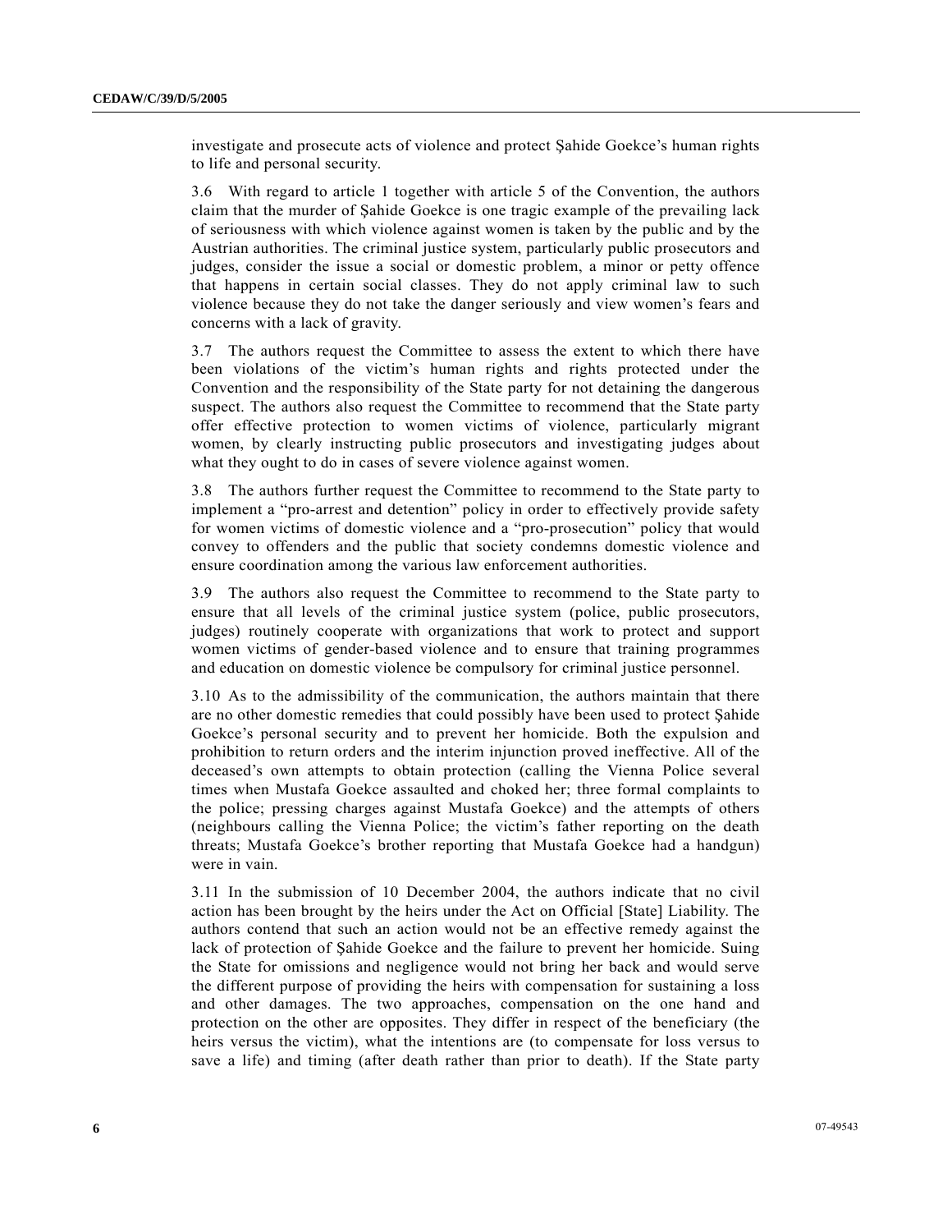investigate and prosecute acts of violence and protect Şahide Goekce's human rights to life and personal security.

3.6 With regard to article 1 together with article 5 of the Convention, the authors claim that the murder of Şahide Goekce is one tragic example of the prevailing lack of seriousness with which violence against women is taken by the public and by the Austrian authorities. The criminal justice system, particularly public prosecutors and judges, consider the issue a social or domestic problem, a minor or petty offence that happens in certain social classes. They do not apply criminal law to such violence because they do not take the danger seriously and view women's fears and concerns with a lack of gravity.

3.7 The authors request the Committee to assess the extent to which there have been violations of the victim's human rights and rights protected under the Convention and the responsibility of the State party for not detaining the dangerous suspect. The authors also request the Committee to recommend that the State party offer effective protection to women victims of violence, particularly migrant women, by clearly instructing public prosecutors and investigating judges about what they ought to do in cases of severe violence against women.

3.8 The authors further request the Committee to recommend to the State party to implement a "pro-arrest and detention" policy in order to effectively provide safety for women victims of domestic violence and a "pro-prosecution" policy that would convey to offenders and the public that society condemns domestic violence and ensure coordination among the various law enforcement authorities.

3.9 The authors also request the Committee to recommend to the State party to ensure that all levels of the criminal justice system (police, public prosecutors, judges) routinely cooperate with organizations that work to protect and support women victims of gender-based violence and to ensure that training programmes and education on domestic violence be compulsory for criminal justice personnel.

3.10 As to the admissibility of the communication, the authors maintain that there are no other domestic remedies that could possibly have been used to protect Şahide Goekce's personal security and to prevent her homicide. Both the expulsion and prohibition to return orders and the interim injunction proved ineffective. All of the deceased's own attempts to obtain protection (calling the Vienna Police several times when Mustafa Goekce assaulted and choked her; three formal complaints to the police; pressing charges against Mustafa Goekce) and the attempts of others (neighbours calling the Vienna Police; the victim's father reporting on the death threats; Mustafa Goekce's brother reporting that Mustafa Goekce had a handgun) were in vain.

3.11 In the submission of 10 December 2004, the authors indicate that no civil action has been brought by the heirs under the Act on Official [State] Liability. The authors contend that such an action would not be an effective remedy against the lack of protection of Şahide Goekce and the failure to prevent her homicide. Suing the State for omissions and negligence would not bring her back and would serve the different purpose of providing the heirs with compensation for sustaining a loss and other damages. The two approaches, compensation on the one hand and protection on the other are opposites. They differ in respect of the beneficiary (the heirs versus the victim), what the intentions are (to compensate for loss versus to save a life) and timing (after death rather than prior to death). If the State party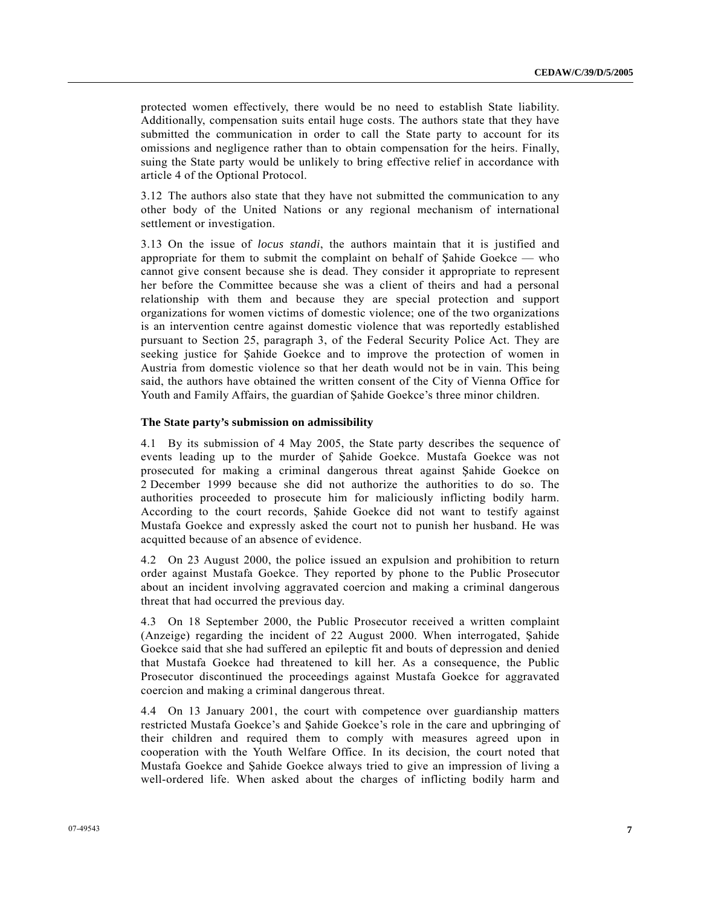protected women effectively, there would be no need to establish State liability. Additionally, compensation suits entail huge costs. The authors state that they have submitted the communication in order to call the State party to account for its omissions and negligence rather than to obtain compensation for the heirs. Finally, suing the State party would be unlikely to bring effective relief in accordance with article 4 of the Optional Protocol.

3.12 The authors also state that they have not submitted the communication to any other body of the United Nations or any regional mechanism of international settlement or investigation.

3.13 On the issue of *locus standi*, the authors maintain that it is justified and appropriate for them to submit the complaint on behalf of Şahide Goekce — who cannot give consent because she is dead. They consider it appropriate to represent her before the Committee because she was a client of theirs and had a personal relationship with them and because they are special protection and support organizations for women victims of domestic violence; one of the two organizations is an intervention centre against domestic violence that was reportedly established pursuant to Section 25, paragraph 3, of the Federal Security Police Act. They are seeking justice for Şahide Goekce and to improve the protection of women in Austria from domestic violence so that her death would not be in vain. This being said, the authors have obtained the written consent of the City of Vienna Office for Youth and Family Affairs, the guardian of Şahide Goekce's three minor children.

**The State party's submission on admissibility**

4.1 By its submission of 4 May 2005, the State party describes the sequence of events leading up to the murder of Şahide Goekce. Mustafa Goekce was not prosecuted for making a criminal dangerous threat against Şahide Goekce on 2 December 1999 because she did not authorize the authorities to do so. The authorities proceeded to prosecute him for maliciously inflicting bodily harm. According to the court records, Şahide Goekce did not want to testify against Mustafa Goekce and expressly asked the court not to punish her husband. He was acquitted because of an absence of evidence.

4.2 On 23 August 2000, the police issued an expulsion and prohibition to return order against Mustafa Goekce. They reported by phone to the Public Prosecutor about an incident involving aggravated coercion and making a criminal dangerous threat that had occurred the previous day.

4.3 On 18 September 2000, the Public Prosecutor received a written complaint (Anzeige) regarding the incident of 22 August 2000. When interrogated, Şahide Goekce said that she had suffered an epileptic fit and bouts of depression and denied that Mustafa Goekce had threatened to kill her. As a consequence, the Public Prosecutor discontinued the proceedings against Mustafa Goekce for aggravated coercion and making a criminal dangerous threat.

4.4 On 13 January 2001, the court with competence over guardianship matters restricted Mustafa Goekce's and Şahide Goekce's role in the care and upbringing of their children and required them to comply with measures agreed upon in cooperation with the Youth Welfare Office. In its decision, the court noted that Mustafa Goekce and Şahide Goekce always tried to give an impression of living a well-ordered life. When asked about the charges of inflicting bodily harm and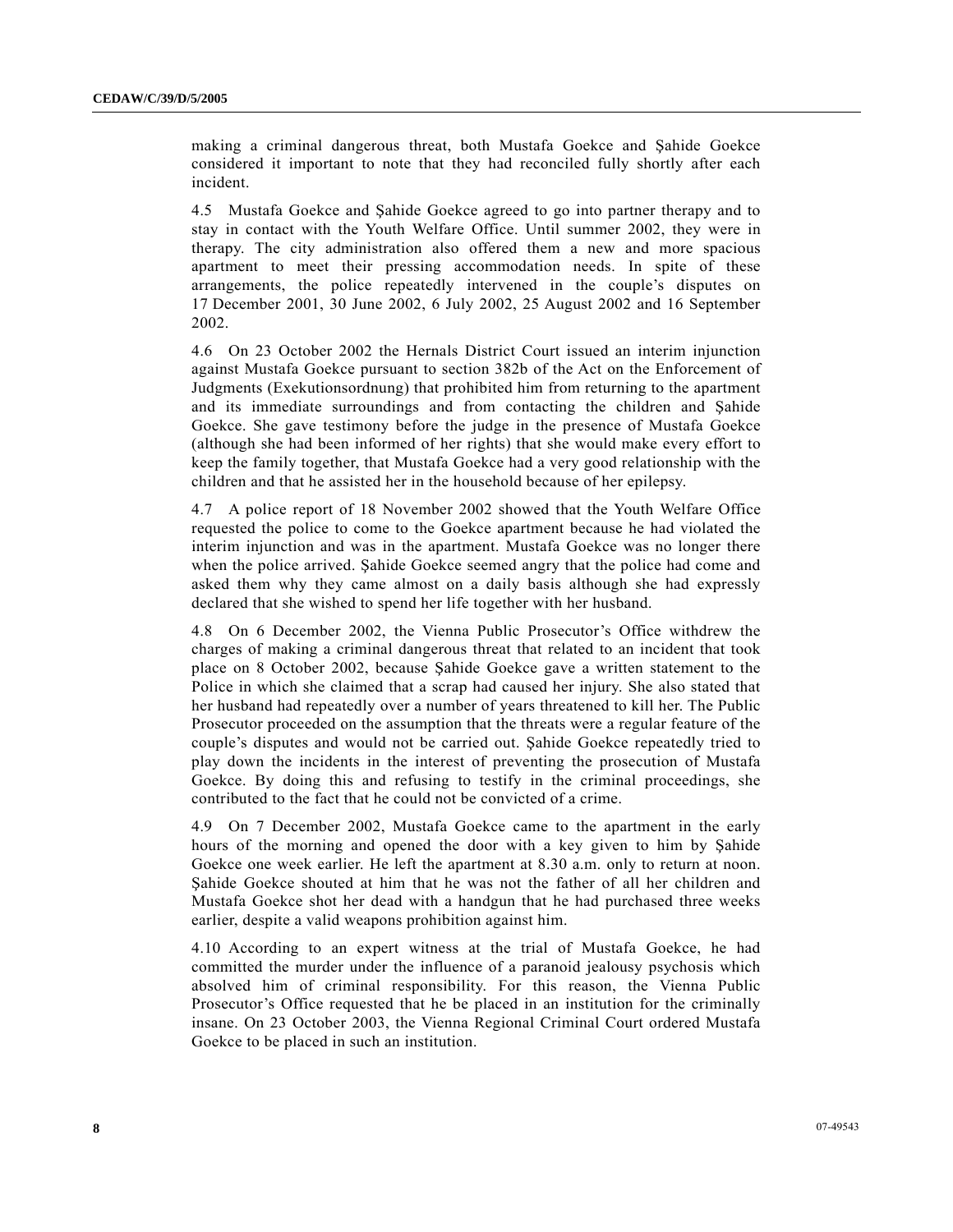making a criminal dangerous threat, both Mustafa Goekce and Şahide Goekce considered it important to note that they had reconciled fully shortly after each incident.

4.5 Mustafa Goekce and Şahide Goekce agreed to go into partner therapy and to stay in contact with the Youth Welfare Office. Until summer 2002, they were in therapy. The city administration also offered them a new and more spacious apartment to meet their pressing accommodation needs. In spite of these arrangements, the police repeatedly intervened in the couple's disputes on 17 December 2001, 30 June 2002, 6 July 2002, 25 August 2002 and 16 September 2002.

4.6 On 23 October 2002 the Hernals District Court issued an interim injunction against Mustafa Goekce pursuant to section 382b of the Act on the Enforcement of Judgments (Exekutionsordnung) that prohibited him from returning to the apartment and its immediate surroundings and from contacting the children and Şahide Goekce. She gave testimony before the judge in the presence of Mustafa Goekce (although she had been informed of her rights) that she would make every effort to keep the family together, that Mustafa Goekce had a very good relationship with the children and that he assisted her in the household because of her epilepsy.

4.7 A police report of 18 November 2002 showed that the Youth Welfare Office requested the police to come to the Goekce apartment because he had violated the interim injunction and was in the apartment. Mustafa Goekce was no longer there when the police arrived. Şahide Goekce seemed angry that the police had come and asked them why they came almost on a daily basis although she had expressly declared that she wished to spend her life together with her husband.

4.8 On 6 December 2002, the Vienna Public Prosecutor's Office withdrew the charges of making a criminal dangerous threat that related to an incident that took place on 8 October 2002, because Şahide Goekce gave a written statement to the Police in which she claimed that a scrap had caused her injury. She also stated that her husband had repeatedly over a number of years threatened to kill her. The Public Prosecutor proceeded on the assumption that the threats were a regular feature of the couple's disputes and would not be carried out. Şahide Goekce repeatedly tried to play down the incidents in the interest of preventing the prosecution of Mustafa Goekce. By doing this and refusing to testify in the criminal proceedings, she contributed to the fact that he could not be convicted of a crime.

4.9 On 7 December 2002, Mustafa Goekce came to the apartment in the early hours of the morning and opened the door with a key given to him by Şahide Goekce one week earlier. He left the apartment at 8.30 a.m. only to return at noon. Şahide Goekce shouted at him that he was not the father of all her children and Mustafa Goekce shot her dead with a handgun that he had purchased three weeks earlier, despite a valid weapons prohibition against him.

4.10 According to an expert witness at the trial of Mustafa Goekce, he had committed the murder under the influence of a paranoid jealousy psychosis which absolved him of criminal responsibility. For this reason, the Vienna Public Prosecutor's Office requested that he be placed in an institution for the criminally insane. On 23 October 2003, the Vienna Regional Criminal Court ordered Mustafa Goekce to be placed in such an institution.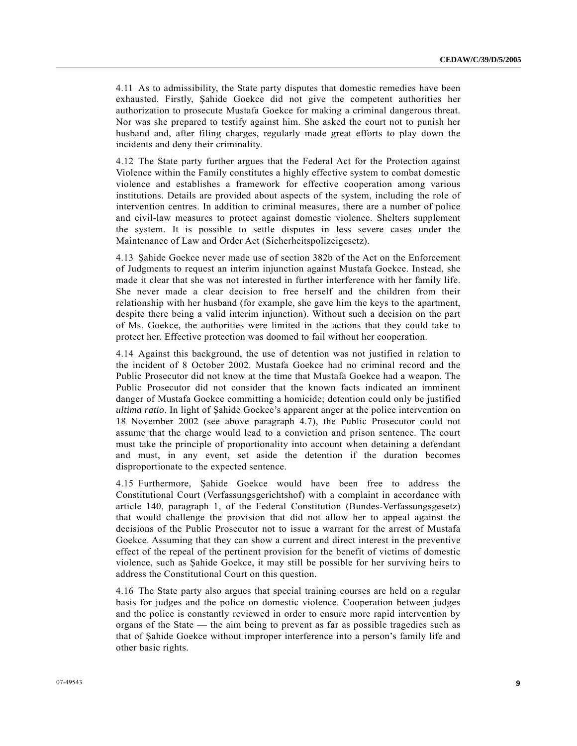4.11 As to admissibility, the State party disputes that domestic remedies have been exhausted. Firstly, Şahide Goekce did not give the competent authorities her authorization to prosecute Mustafa Goekce for making a criminal dangerous threat. Nor was she prepared to testify against him. She asked the court not to punish her husband and, after filing charges, regularly made great efforts to play down the incidents and deny their criminality.

4.12 The State party further argues that the Federal Act for the Protection against Violence within the Family constitutes a highly effective system to combat domestic violence and establishes a framework for effective cooperation among various institutions. Details are provided about aspects of the system, including the role of intervention centres. In addition to criminal measures, there are a number of police and civil-law measures to protect against domestic violence. Shelters supplement the system. It is possible to settle disputes in less severe cases under the Maintenance of Law and Order Act (Sicherheitspolizeigesetz).

4.13 Şahide Goekce never made use of section 382b of the Act on the Enforcement of Judgments to request an interim injunction against Mustafa Goekce. Instead, she made it clear that she was not interested in further interference with her family life. She never made a clear decision to free herself and the children from their relationship with her husband (for example, she gave him the keys to the apartment, despite there being a valid interim injunction). Without such a decision on the part of Ms. Goekce, the authorities were limited in the actions that they could take to protect her. Effective protection was doomed to fail without her cooperation.

4.14 Against this background, the use of detention was not justified in relation to the incident of 8 October 2002. Mustafa Goekce had no criminal record and the Public Prosecutor did not know at the time that Mustafa Goekce had a weapon. The Public Prosecutor did not consider that the known facts indicated an imminent danger of Mustafa Goekce committing a homicide; detention could only be justified *ultima ratio*. In light of Şahide Goekce's apparent anger at the police intervention on 18 November 2002 (see above paragraph 4.7), the Public Prosecutor could not assume that the charge would lead to a conviction and prison sentence. The court must take the principle of proportionality into account when detaining a defendant and must, in any event, set aside the detention if the duration becomes disproportionate to the expected sentence.

4.15 Furthermore, Şahide Goekce would have been free to address the Constitutional Court (Verfassungsgerichtshof) with a complaint in accordance with article 140, paragraph 1, of the Federal Constitution (Bundes-Verfassungsgesetz) that would challenge the provision that did not allow her to appeal against the decisions of the Public Prosecutor not to issue a warrant for the arrest of Mustafa Goekce. Assuming that they can show a current and direct interest in the preventive effect of the repeal of the pertinent provision for the benefit of victims of domestic violence, such as Şahide Goekce, it may still be possible for her surviving heirs to address the Constitutional Court on this question.

4.16 The State party also argues that special training courses are held on a regular basis for judges and the police on domestic violence. Cooperation between judges and the police is constantly reviewed in order to ensure more rapid intervention by organs of the State — the aim being to prevent as far as possible tragedies such as that of Şahide Goekce without improper interference into a person's family life and other basic rights.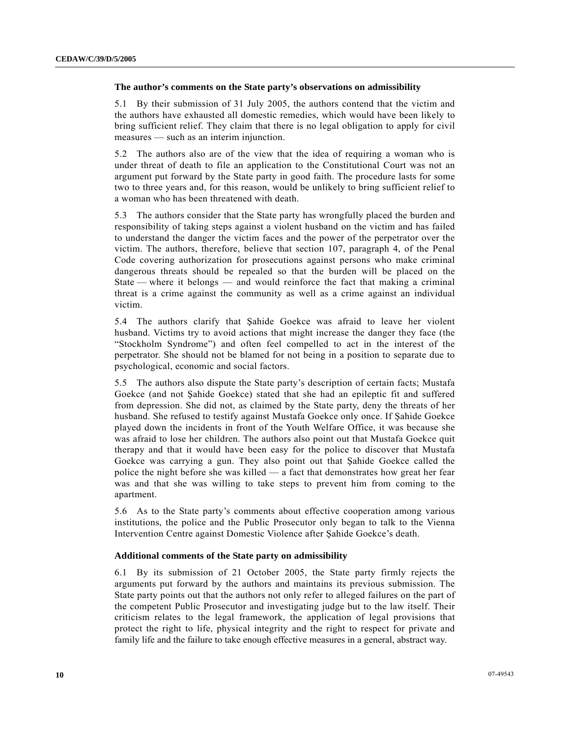### The author's comments on the State party's observations on admissibility

5.1 By their submission of 31 July 2005, the authors contend that the victim and the authors have exhausted all domestic remedies, which would have been likely to bring sufficient relief. They claim that there is no legal obligation to apply for civil measures — such as an interim injunction.

5.2 The authors also are of the view that the idea of requiring a woman who is under threat of death to file an application to the Constitutional Court was not an argument put forward by the State party in good faith. The procedure lasts for some two to three years and, for this reason, would be unlikely to bring sufficient relief to a woman who has been threatened with death.

5.3 The authors consider that the State party has wrongfully placed the burden and responsibility of taking steps against a violent husband on the victim and has failed to understand the danger the victim faces and the power of the perpetrator over the victim. The authors, therefore, believe that section 107, paragraph 4, of the Penal Code covering authorization for prosecutions against persons who make criminal dangerous threats should be repealed so that the burden will be placed on the State — where it belongs — and would reinforce the fact that making a criminal threat is a crime against the community as well as a crime against an individual victim.

5.4 The authors clarify that Şahide Goekce was afraid to leave her violent husband. Victims try to avoid actions that might increase the danger they face (the "Stockholm Syndrome") and often feel compelled to act in the interest of the perpetrator. She should not be blamed for not being in a position to separate due to psychological, economic and social factors.

5.5 The authors also dispute the State party's description of certain facts; Mustafa Goekce (and not Şahide Goekce) stated that she had an epileptic fit and suffered from depression. She did not, as claimed by the State party, deny the threats of her husband. She refused to testify against Mustafa Goekce only once. If Şahide Goekce played down the incidents in front of the Youth Welfare Office, it was because she was afraid to lose her children. The authors also point out that Mustafa Goekce quit therapy and that it would have been easy for the police to discover that Mustafa Goekce was carrying a gun. They also point out that Şahide Goekce called the police the night before she was killed — a fact that demonstrates how great her fear was and that she was willing to take steps to prevent him from coming to the apartment.

5.6 As to the State party's comments about effective cooperation among various institutions, the police and the Public Prosecutor only began to talk to the Vienna Intervention Centre against Domestic Violence after Şahide Goekce's death.

### Additional comments of the State party on admissibility

6.1 By its submission of 21 October 2005, the State party firmly rejects the arguments put forward by the authors and maintains its previous submission. The State party points out that the authors not only refer to alleged failures on the part of the competent Public Prosecutor and investigating judge but to the law itself. Their criticism relates to the legal framework, the application of legal provisions that protect the right to life, physical integrity and the right to respect for private and family life and the failure to take enough effective measures in a general, abstract way.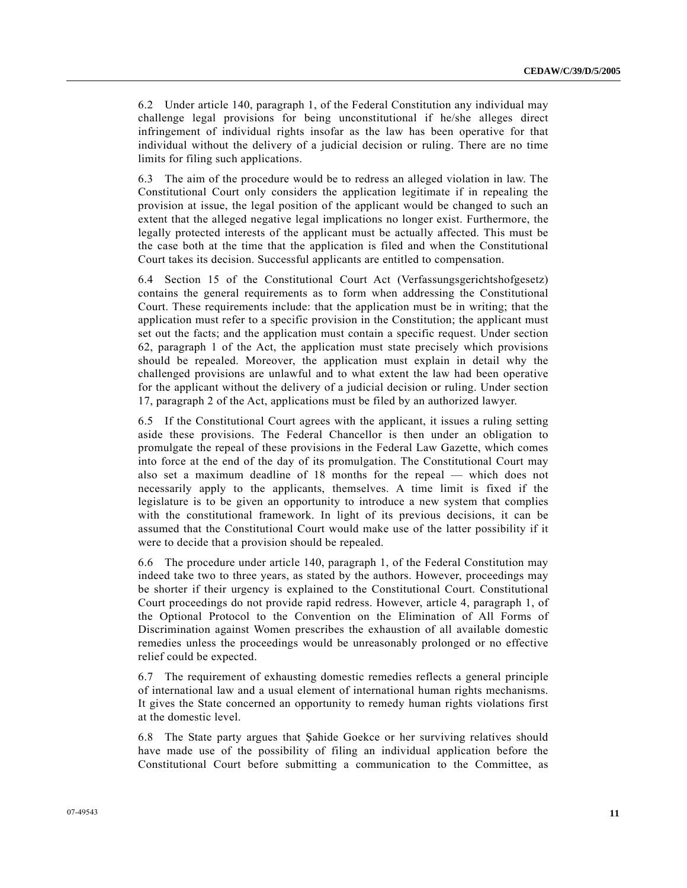6.2 Under article 140, paragraph 1, of the Federal Constitution any individual may challenge legal provisions for being unconstitutional if he/she alleges direct infringement of individual rights insofar as the law has been operative for that individual without the delivery of a judicial decision or ruling. There are no time limits for filing such applications.

6.3 The aim of the procedure would be to redress an alleged violation in law. The Constitutional Court only considers the application legitimate if in repealing the provision at issue, the legal position of the applicant would be changed to such an extent that the alleged negative legal implications no longer exist. Furthermore, the legally protected interests of the applicant must be actually affected. This must be the case both at the time that the application is filed and when the Constitutional Court takes its decision. Successful applicants are entitled to compensation.

6.4 Section 15 of the Constitutional Court Act (Verfassungsgerichtshofgesetz) contains the general requirements as to form when addressing the Constitutional Court. These requirements include: that the application must be in writing; that the application must refer to a specific provision in the Constitution; the applicant must set out the facts; and the application must contain a specific request. Under section 62, paragraph 1 of the Act, the application must state precisely which provisions should be repealed. Moreover, the application must explain in detail why the challenged provisions are unlawful and to what extent the law had been operative for the applicant without the delivery of a judicial decision or ruling. Under section 17, paragraph 2 of the Act, applications must be filed by an authorized lawyer.

6.5 If the Constitutional Court agrees with the applicant, it issues a ruling setting aside these provisions. The Federal Chancellor is then under an obligation to promulgate the repeal of these provisions in the Federal Law Gazette, which comes into force at the end of the day of its promulgation. The Constitutional Court may also set a maximum deadline of 18 months for the repeal — which does not necessarily apply to the applicants, themselves. A time limit is fixed if the legislature is to be given an opportunity to introduce a new system that complies with the constitutional framework. In light of its previous decisions, it can be assumed that the Constitutional Court would make use of the latter possibility if it were to decide that a provision should be repealed.

6.6 The procedure under article 140, paragraph 1, of the Federal Constitution may indeed take two to three years, as stated by the authors. However, proceedings may be shorter if their urgency is explained to the Constitutional Court. Constitutional Court proceedings do not provide rapid redress. However, article 4, paragraph 1, of the Optional Protocol to the Convention on the Elimination of All Forms of Discrimination against Women prescribes the exhaustion of all available domestic remedies unless the proceedings would be unreasonably prolonged or no effective relief could be expected.

6.7 The requirement of exhausting domestic remedies reflects a general principle of international law and a usual element of international human rights mechanisms. It gives the State concerned an opportunity to remedy human rights violations first at the domestic level.

6.8 The State party argues that Şahide Goekce or her surviving relatives should have made use of the possibility of filing an individual application before the Constitutional Court before submitting a communication to the Committee, as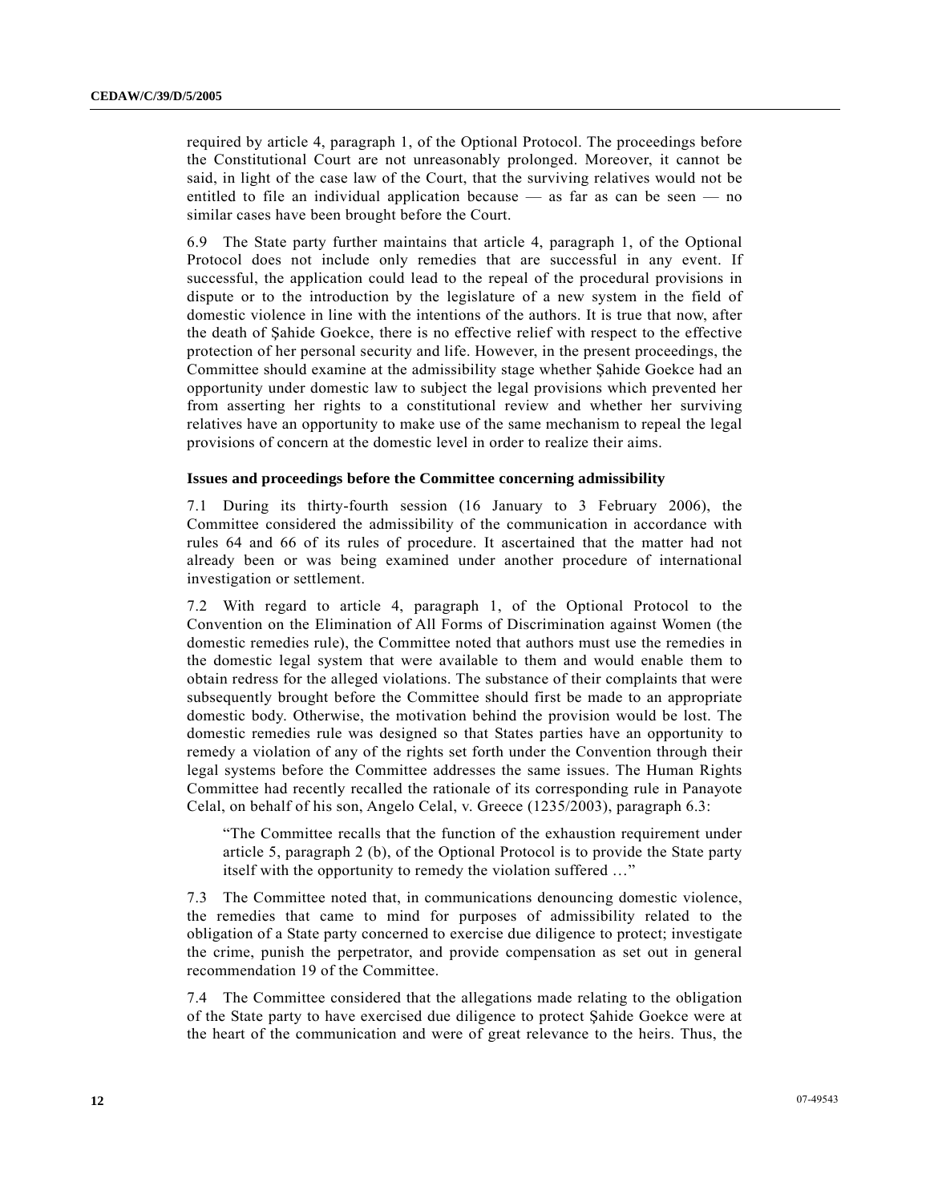required by article 4, paragraph 1, of the Optional Protocol. The proceedings before the Constitutional Court are not unreasonably prolonged. Moreover, it cannot be said, in light of the case law of the Court, that the surviving relatives would not be entitled to file an individual application because — as far as can be seen — no similar cases have been brought before the Court.

6.9 The State party further maintains that article 4, paragraph 1, of the Optional Protocol does not include only remedies that are successful in any event. If successful, the application could lead to the repeal of the procedural provisions in dispute or to the introduction by the legislature of a new system in the field of domestic violence in line with the intentions of the authors. It is true that now, after the death of Şahide Goekce, there is no effective relief with respect to the effective protection of her personal security and life. However, in the present proceedings, the Committee should examine at the admissibility stage whether Şahide Goekce had an opportunity under domestic law to subject the legal provisions which prevented her from asserting her rights to a constitutional review and whether her surviving relatives have an opportunity to make use of the same mechanism to repeal the legal provisions of concern at the domestic level in order to realize their aims.

### Issues and proceedings before the Committee concerning admissibility

7.1 During its thirty-fourth session (16 January to 3 February 2006), the Committee considered the admissibility of the communication in accordance with rules 64 and 66 of its rules of procedure. It ascertained that the matter had not already been or was being examined under another procedure of international investigation or settlement.

7.2 With regard to article 4, paragraph 1, of the Optional Protocol to the Convention on the Elimination of All Forms of Discrimination against Women (the domestic remedies rule), the Committee noted that authors must use the remedies in the domestic legal system that were available to them and would enable them to obtain redress for the alleged violations. The substance of their complaints that were subsequently brought before the Committee should first be made to an appropriate domestic body. Otherwise, the motivation behind the provision would be lost. The domestic remedies rule was designed so that States parties have an opportunity to remedy a violation of any of the rights set forth under the Convention through their legal systems before the Committee addresses the same issues. The Human Rights Committee had recently recalled the rationale of its corresponding rule in Panayote Celal, on behalf of his son, Angelo Celal, v. Greece (1235/2003), paragraph 6.3:

> "The Committee recalls that the function of the exhaustion requirement under article 5, paragraph 2 (b), of the Optional Protocol is to provide the State party itself with the opportunity to remedy the violation suffered …"

7.3 The Committee noted that, in communications denouncing domestic violence, the remedies that came to mind for purposes of admissibility related to the obligation of a State party concerned to exercise due diligence to protect; investigate the crime, punish the perpetrator, and provide compensation as set out in general recommendation 19 of the Committee.

7.4 The Committee considered that the allegations made relating to the obligation of the State party to have exercised due diligence to protect Şahide Goekce were at the heart of the communication and were of great relevance to the heirs. Thus, the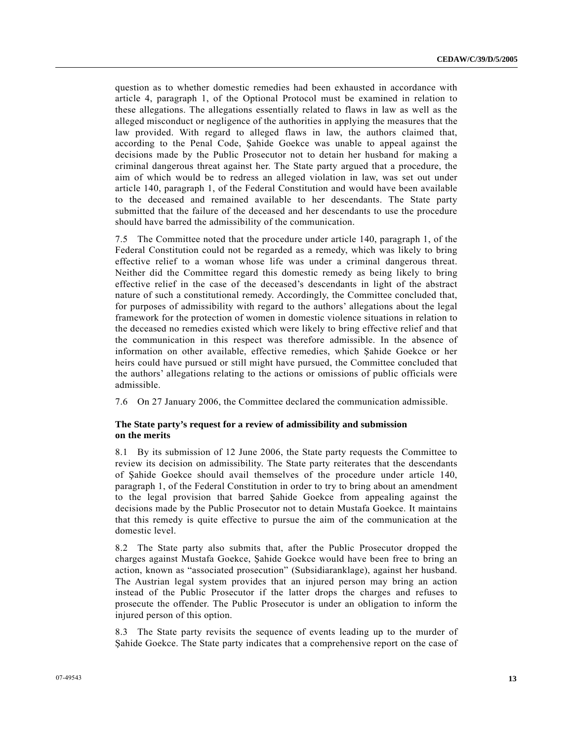question as to whether domestic remedies had been exhausted in accordance with article 4, paragraph 1, of the Optional Protocol must be examined in relation to these allegations. The allegations essentially related to flaws in law as well as the alleged misconduct or negligence of the authorities in applying the measures that the law provided. With regard to alleged flaws in law, the authors claimed that, according to the Penal Code, Şahide Goekce was unable to appeal against the decisions made by the Public Prosecutor not to detain her husband for making a criminal dangerous threat against her. The State party argued that a procedure, the aim of which would be to redress an alleged violation in law, was set out under article 140, paragraph 1, of the Federal Constitution and would have been available to the deceased and remained available to her descendants. The State party submitted that the failure of the deceased and her descendants to use the procedure should have barred the admissibility of the communication.

7.5 The Committee noted that the procedure under article 140, paragraph 1, of the Federal Constitution could not be regarded as a remedy, which was likely to bring effective relief to a woman whose life was under a criminal dangerous threat. Neither did the Committee regard this domestic remedy as being likely to bring effective relief in the case of the deceased's descendants in light of the abstract nature of such a constitutional remedy. Accordingly, the Committee concluded that, for purposes of admissibility with regard to the authors' allegations about the legal framework for the protection of women in domestic violence situations in relation to the deceased no remedies existed which were likely to bring effective relief and that the communication in this respect was therefore admissible. In the absence of information on other available, effective remedies, which Şahide Goekce or her heirs could have pursued or still might have pursued, the Committee concluded that the authors' allegations relating to the actions or omissions of public officials were admissible.

7.6 On 27 January 2006, the Committee declared the communication admissible.

### The State party's request for a review of admissibility and submission on the merits

8.1 By its submission of 12 June 2006, the State party requests the Committee to review its decision on admissibility. The State party reiterates that the descendants of Şahide Goekce should avail themselves of the procedure under article 140, paragraph 1, of the Federal Constitution in order to try to bring about an amendment to the legal provision that barred Şahide Goekce from appealing against the decisions made by the Public Prosecutor not to detain Mustafa Goekce. It maintains that this remedy is quite effective to pursue the aim of the communication at the domestic level.

8.2 The State party also submits that, after the Public Prosecutor dropped the charges against Mustafa Goekce, Şahide Goekce would have been free to bring an action, known as "associated prosecution" (Subsidiaranklage), against her husband. The Austrian legal system provides that an injured person may bring an action instead of the Public Prosecutor if the latter drops the charges and refuses to prosecute the offender. The Public Prosecutor is under an obligation to inform the injured person of this option.

8.3 The State party revisits the sequence of events leading up to the murder of Şahide Goekce. The State party indicates that a comprehensive report on the case of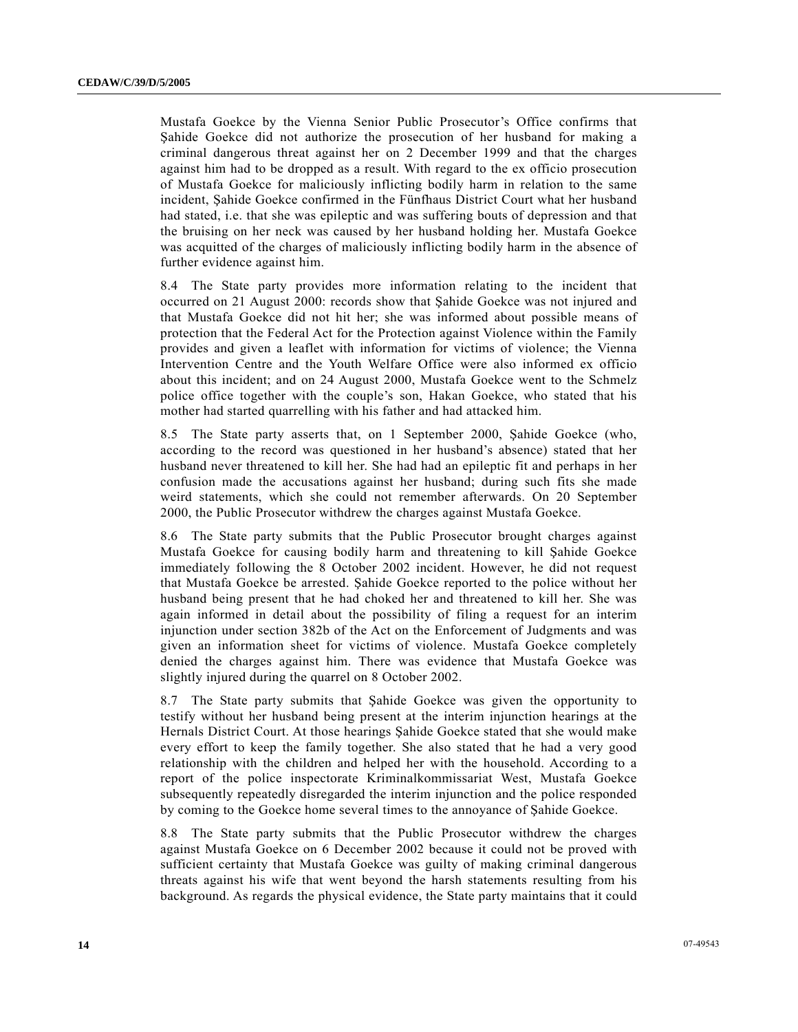Mustafa Goekce by the Vienna Senior Public Prosecutor's Office confirms that Şahide Goekce did not authorize the prosecution of her husband for making a criminal dangerous threat against her on 2 December 1999 and that the charges against him had to be dropped as a result. With regard to the ex officio prosecution of Mustafa Goekce for maliciously inflicting bodily harm in relation to the same incident, Şahide Goekce confirmed in the Fünfhaus District Court what her husband had stated, i.e. that she was epileptic and was suffering bouts of depression and that the bruising on her neck was caused by her husband holding her. Mustafa Goekce was acquitted of the charges of maliciously inflicting bodily harm in the absence of further evidence against him.

8.4 The State party provides more information relating to the incident that occurred on 21 August 2000: records show that Şahide Goekce was not injured and that Mustafa Goekce did not hit her; she was informed about possible means of protection that the Federal Act for the Protection against Violence within the Family provides and given a leaflet with information for victims of violence; the Vienna Intervention Centre and the Youth Welfare Office were also informed ex officio about this incident; and on 24 August 2000, Mustafa Goekce went to the Schmelz police office together with the couple's son, Hakan Goekce, who stated that his mother had started quarrelling with his father and had attacked him.

8.5 The State party asserts that, on 1 September 2000, Şahide Goekce (who, according to the record was questioned in her husband's absence) stated that her husband never threatened to kill her. She had had an epileptic fit and perhaps in her confusion made the accusations against her husband; during such fits she made weird statements, which she could not remember afterwards. On 20 September 2000, the Public Prosecutor withdrew the charges against Mustafa Goekce.

8.6 The State party submits that the Public Prosecutor brought charges against Mustafa Goekce for causing bodily harm and threatening to kill Şahide Goekce immediately following the 8 October 2002 incident. However, he did not request that Mustafa Goekce be arrested. Şahide Goekce reported to the police without her husband being present that he had choked her and threatened to kill her. She was again informed in detail about the possibility of filing a request for an interim injunction under section 382b of the Act on the Enforcement of Judgments and was given an information sheet for victims of violence. Mustafa Goekce completely denied the charges against him. There was evidence that Mustafa Goekce was slightly injured during the quarrel on 8 October 2002.

8.7 The State party submits that Şahide Goekce was given the opportunity to testify without her husband being present at the interim injunction hearings at the Hernals District Court. At those hearings Şahide Goekce stated that she would make every effort to keep the family together. She also stated that he had a very good relationship with the children and helped her with the household. According to a report of the police inspectorate Kriminalkommissariat West, Mustafa Goekce subsequently repeatedly disregarded the interim injunction and the police responded by coming to the Goekce home several times to the annoyance of Şahide Goekce.

8.8 The State party submits that the Public Prosecutor withdrew the charges against Mustafa Goekce on 6 December 2002 because it could not be proved with sufficient certainty that Mustafa Goekce was guilty of making criminal dangerous threats against his wife that went beyond the harsh statements resulting from his background. As regards the physical evidence, the State party maintains that it could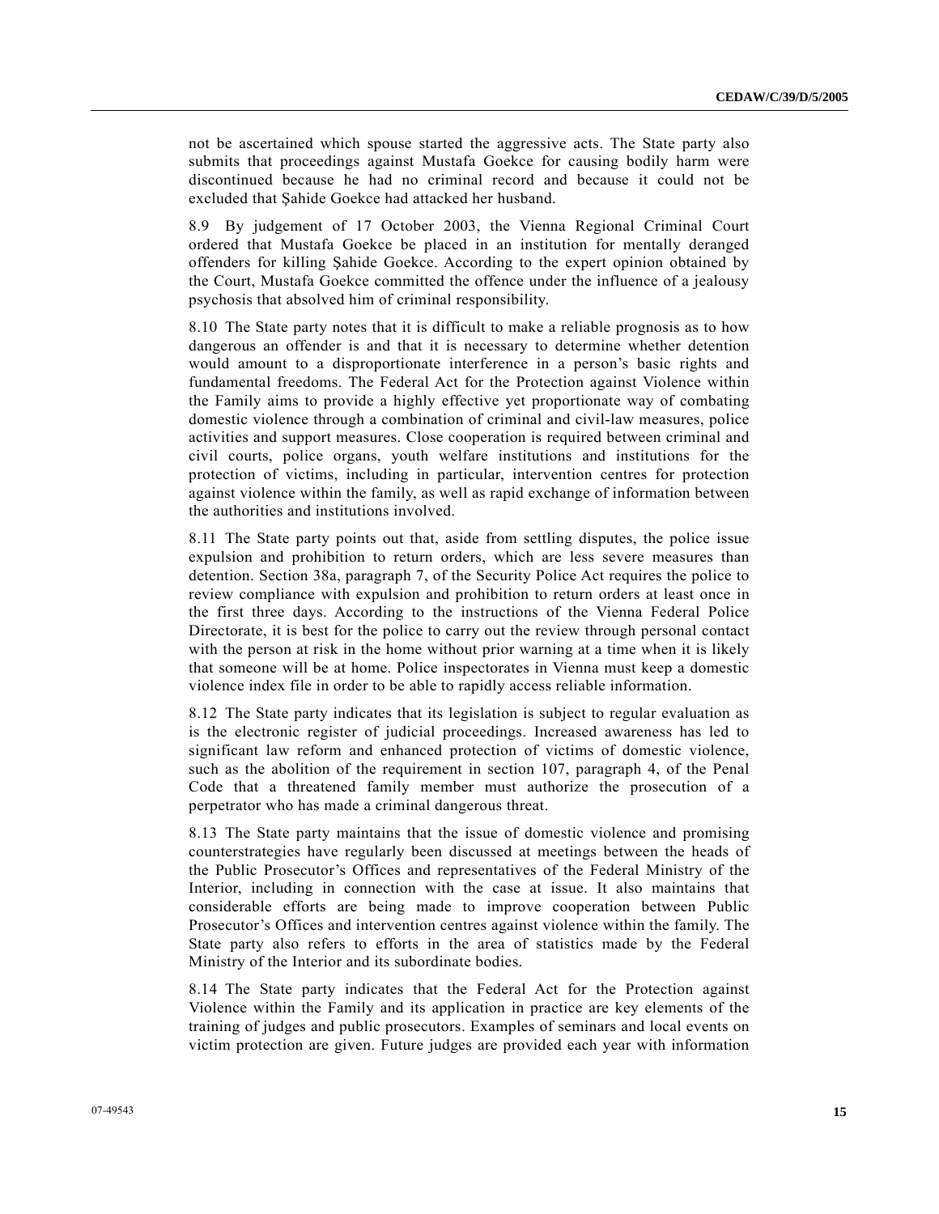not be ascertained which spouse started the aggressive acts. The State party also submits that proceedings against Mustafa Goekce for causing bodily harm were discontinued because he had no criminal record and because it could not be excluded that Şahide Goekce had attacked her husband.

8.9 By judgement of 17 October 2003, the Vienna Regional Criminal Court ordered that Mustafa Goekce be placed in an institution for mentally deranged offenders for killing Şahide Goekce. According to the expert opinion obtained by the Court, Mustafa Goekce committed the offence under the influence of a jealousy psychosis that absolved him of criminal responsibility.

8.10 The State party notes that it is difficult to make a reliable prognosis as to how dangerous an offender is and that it is necessary to determine whether detention would amount to a disproportionate interference in a person's basic rights and fundamental freedoms. The Federal Act for the Protection against Violence within the Family aims to provide a highly effective yet proportionate way of combating domestic violence through a combination of criminal and civil-law measures, police activities and support measures. Close cooperation is required between criminal and civil courts, police organs, youth welfare institutions and institutions for the protection of victims, including in particular, intervention centres for protection against violence within the family, as well as rapid exchange of information between the authorities and institutions involved.

8.11 The State party points out that, aside from settling disputes, the police issue expulsion and prohibition to return orders, which are less severe measures than detention. Section 38a, paragraph 7, of the Security Police Act requires the police to review compliance with expulsion and prohibition to return orders at least once in the first three days. According to the instructions of the Vienna Federal Police Directorate, it is best for the police to carry out the review through personal contact with the person at risk in the home without prior warning at a time when it is likely that someone will be at home. Police inspectorates in Vienna must keep a domestic violence index file in order to be able to rapidly access reliable information.

8.12 The State party indicates that its legislation is subject to regular evaluation as is the electronic register of judicial proceedings. Increased awareness has led to significant law reform and enhanced protection of victims of domestic violence, such as the abolition of the requirement in section 107, paragraph 4, of the Penal Code that a threatened family member must authorize the prosecution of a perpetrator who has made a criminal dangerous threat.

8.13 The State party maintains that the issue of domestic violence and promising counterstrategies have regularly been discussed at meetings between the heads of the Public Prosecutor's Offices and representatives of the Federal Ministry of the Interior, including in connection with the case at issue. It also maintains that considerable efforts are being made to improve cooperation between Public Prosecutor's Offices and intervention centres against violence within the family. The State party also refers to efforts in the area of statistics made by the Federal Ministry of the Interior and its subordinate bodies.

8.14 The State party indicates that the Federal Act for the Protection against Violence within the Family and its application in practice are key elements of the training of judges and public prosecutors. Examples of seminars and local events on victim protection are given. Future judges are provided each year with information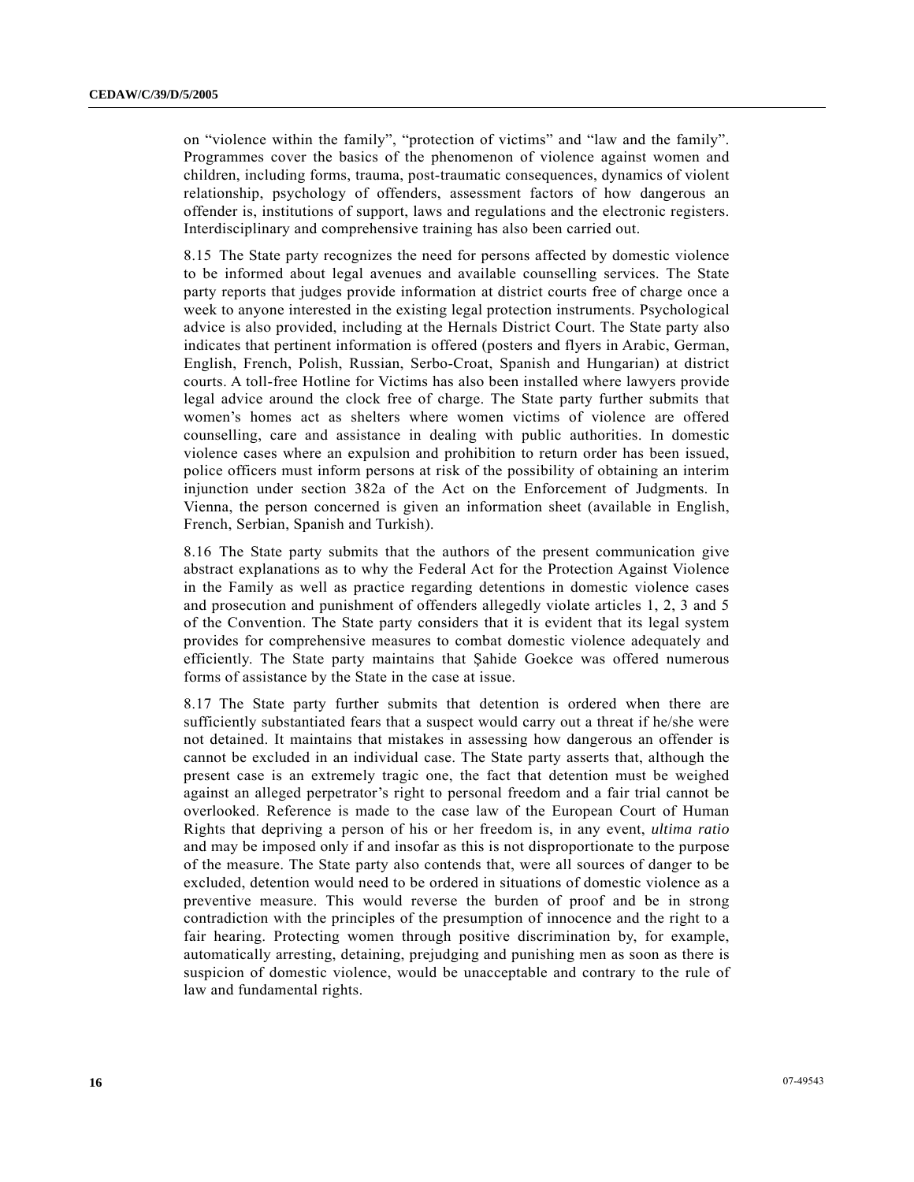on "violence within the family", "protection of victims" and "law and the family". Programmes cover the basics of the phenomenon of violence against women and children, including forms, trauma, post-traumatic consequences, dynamics of violent relationship, psychology of offenders, assessment factors of how dangerous an offender is, institutions of support, laws and regulations and the electronic registers. Interdisciplinary and comprehensive training has also been carried out.

8.15 The State party recognizes the need for persons affected by domestic violence to be informed about legal avenues and available counselling services. The State party reports that judges provide information at district courts free of charge once a week to anyone interested in the existing legal protection instruments. Psychological advice is also provided, including at the Hernals District Court. The State party also indicates that pertinent information is offered (posters and flyers in Arabic, German, English, French, Polish, Russian, Serbo-Croat, Spanish and Hungarian) at district courts. A toll-free Hotline for Victims has also been installed where lawyers provide legal advice around the clock free of charge. The State party further submits that women's homes act as shelters where women victims of violence are offered counselling, care and assistance in dealing with public authorities. In domestic violence cases where an expulsion and prohibition to return order has been issued, police officers must inform persons at risk of the possibility of obtaining an interim injunction under section 382a of the Act on the Enforcement of Judgments. In Vienna, the person concerned is given an information sheet (available in English, French, Serbian, Spanish and Turkish).

8.16 The State party submits that the authors of the present communication give abstract explanations as to why the Federal Act for the Protection Against Violence in the Family as well as practice regarding detentions in domestic violence cases and prosecution and punishment of offenders allegedly violate articles 1, 2, 3 and 5 of the Convention. The State party considers that it is evident that its legal system provides for comprehensive measures to combat domestic violence adequately and efficiently. The State party maintains that Şahide Goekce was offered numerous forms of assistance by the State in the case at issue.

8.17 The State party further submits that detention is ordered when there are sufficiently substantiated fears that a suspect would carry out a threat if he/she were not detained. It maintains that mistakes in assessing how dangerous an offender is cannot be excluded in an individual case. The State party asserts that, although the present case is an extremely tragic one, the fact that detention must be weighed against an alleged perpetrator's right to personal freedom and a fair trial cannot be overlooked. Reference is made to the case law of the European Court of Human Rights that depriving a person of his or her freedom is, in any event, *ultima ratio* and may be imposed only if and insofar as this is not disproportionate to the purpose of the measure. The State party also contends that, were all sources of danger to be excluded, detention would need to be ordered in situations of domestic violence as a preventive measure. This would reverse the burden of proof and be in strong contradiction with the principles of the presumption of innocence and the right to a fair hearing. Protecting women through positive discrimination by, for example, automatically arresting, detaining, prejudging and punishing men as soon as there is suspicion of domestic violence, would be unacceptable and contrary to the rule of law and fundamental rights.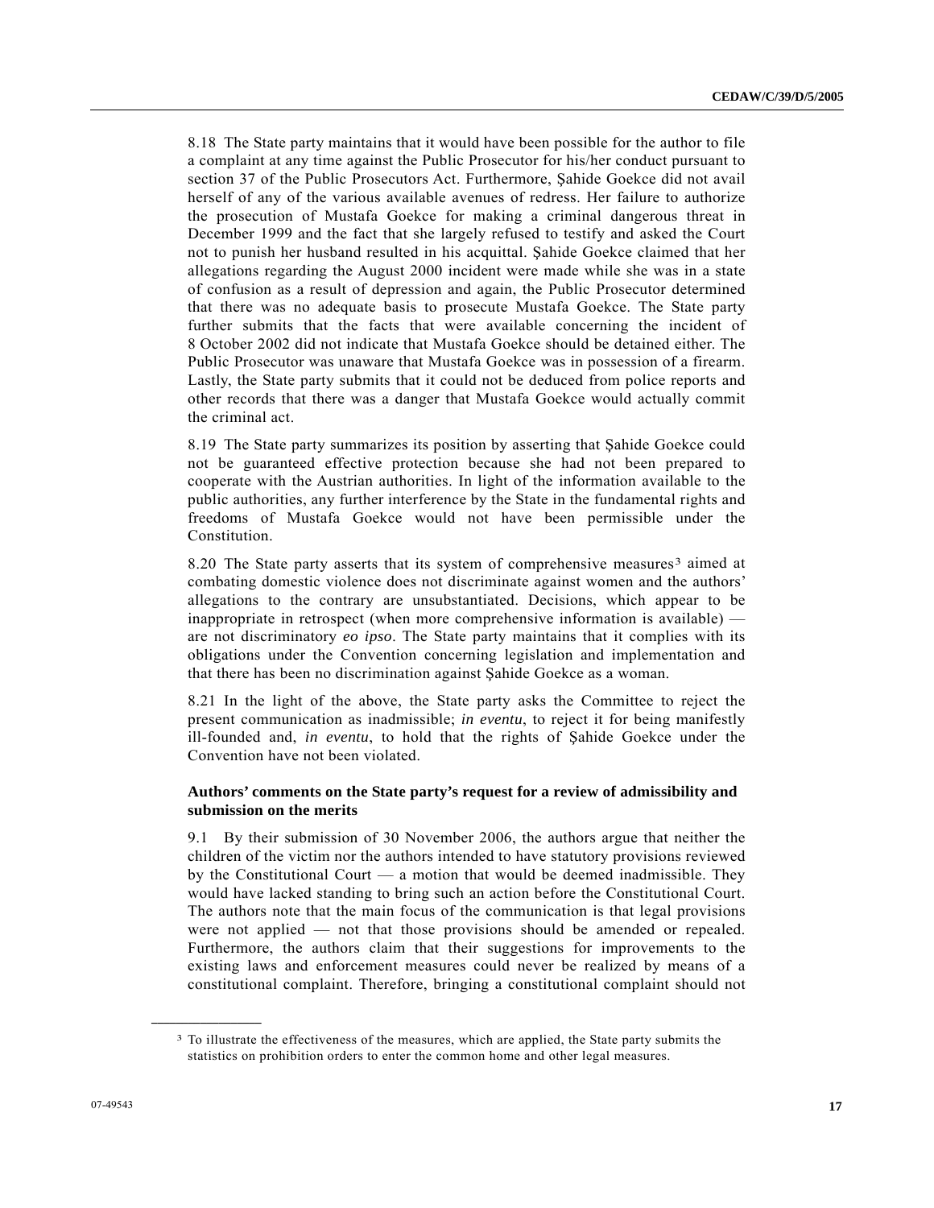8.18 The State party maintains that it would have been possible for the author to file a complaint at any time against the Public Prosecutor for his/her conduct pursuant to section 37 of the Public Prosecutors Act. Furthermore, Şahide Goekce did not avail herself of any of the various available avenues of redress. Her failure to authorize the prosecution of Mustafa Goekce for making a criminal dangerous threat in December 1999 and the fact that she largely refused to testify and asked the Court not to punish her husband resulted in his acquittal. Şahide Goekce claimed that her allegations regarding the August 2000 incident were made while she was in a state of confusion as a result of depression and again, the Public Prosecutor determined that there was no adequate basis to prosecute Mustafa Goekce. The State party further submits that the facts that were available concerning the incident of 8 October 2002 did not indicate that Mustafa Goekce should be detained either. The Public Prosecutor was unaware that Mustafa Goekce was in possession of a firearm. Lastly, the State party submits that it could not be deduced from police reports and other records that there was a danger that Mustafa Goekce would actually commit the criminal act.

8.19 The State party summarizes its position by asserting that Şahide Goekce could not be guaranteed effective protection because she had not been prepared to cooperate with the Austrian authorities. In light of the information available to the public authorities, any further interference by the State in the fundamental rights and freedoms of Mustafa Goekce would not have been permissible under the Constitution.

8.20 The State party asserts that its system of comprehensive measures[3] aimed at combating domestic violence does not discriminate against women and the authors' allegations to the contrary are unsubstantiated. Decisions, which appear to be inappropriate in retrospect (when more comprehensive information is available) — are not discriminatory *eo ipso*. The State party maintains that it complies with its obligations under the Convention concerning legislation and implementation and that there has been no discrimination against Şahide Goekce as a woman.

8.21 In the light of the above, the State party asks the Committee to reject the present communication as inadmissible; *in eventu*, to reject it for being manifestly ill-founded and, *in eventu*, to hold that the rights of Şahide Goekce under the Convention have not been violated.

**Authors' comments on the State party's request for a review of admissibility and submission on the merits**

9.1 By their submission of 30 November 2006, the authors argue that neither the children of the victim nor the authors intended to have statutory provisions reviewed by the Constitutional Court — a motion that would be deemed inadmissible. They would have lacked standing to bring such an action before the Constitutional Court. The authors note that the main focus of the communication is that legal provisions were not applied — not that those provisions should be amended or repealed. Furthermore, the authors claim that their suggestions for improvements to the existing laws and enforcement measures could never be realized by means of a constitutional complaint. Therefore, bringing a constitutional complaint should not

[3] To illustrate the effectiveness of the measures, which are applied, the State party submits the statistics on prohibition orders to enter the common home and other legal measures.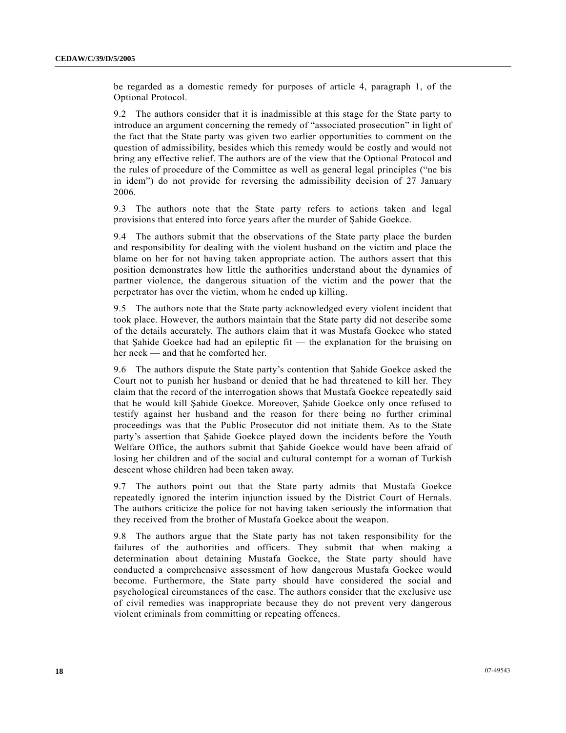be regarded as a domestic remedy for purposes of article 4, paragraph 1, of the Optional Protocol.

9.2 The authors consider that it is inadmissible at this stage for the State party to introduce an argument concerning the remedy of "associated prosecution" in light of the fact that the State party was given two earlier opportunities to comment on the question of admissibility, besides which this remedy would be costly and would not bring any effective relief. The authors are of the view that the Optional Protocol and the rules of procedure of the Committee as well as general legal principles ("ne bis in idem") do not provide for reversing the admissibility decision of 27 January 2006.

9.3 The authors note that the State party refers to actions taken and legal provisions that entered into force years after the murder of Şahide Goekce.

9.4 The authors submit that the observations of the State party place the burden and responsibility for dealing with the violent husband on the victim and place the blame on her for not having taken appropriate action. The authors assert that this position demonstrates how little the authorities understand about the dynamics of partner violence, the dangerous situation of the victim and the power that the perpetrator has over the victim, whom he ended up killing.

9.5 The authors note that the State party acknowledged every violent incident that took place. However, the authors maintain that the State party did not describe some of the details accurately. The authors claim that it was Mustafa Goekce who stated that Şahide Goekce had had an epileptic fit — the explanation for the bruising on her neck — and that he comforted her.

9.6 The authors dispute the State party's contention that Şahide Goekce asked the Court not to punish her husband or denied that he had threatened to kill her. They claim that the record of the interrogation shows that Mustafa Goekce repeatedly said that he would kill Şahide Goekce. Moreover, Şahide Goekce only once refused to testify against her husband and the reason for there being no further criminal proceedings was that the Public Prosecutor did not initiate them. As to the State party's assertion that Şahide Goekce played down the incidents before the Youth Welfare Office, the authors submit that Şahide Goekce would have been afraid of losing her children and of the social and cultural contempt for a woman of Turkish descent whose children had been taken away.

9.7 The authors point out that the State party admits that Mustafa Goekce repeatedly ignored the interim injunction issued by the District Court of Hernals. The authors criticize the police for not having taken seriously the information that they received from the brother of Mustafa Goekce about the weapon.

9.8 The authors argue that the State party has not taken responsibility for the failures of the authorities and officers. They submit that when making a determination about detaining Mustafa Goekce, the State party should have conducted a comprehensive assessment of how dangerous Mustafa Goekce would become. Furthermore, the State party should have considered the social and psychological circumstances of the case. The authors consider that the exclusive use of civil remedies was inappropriate because they do not prevent very dangerous violent criminals from committing or repeating offences.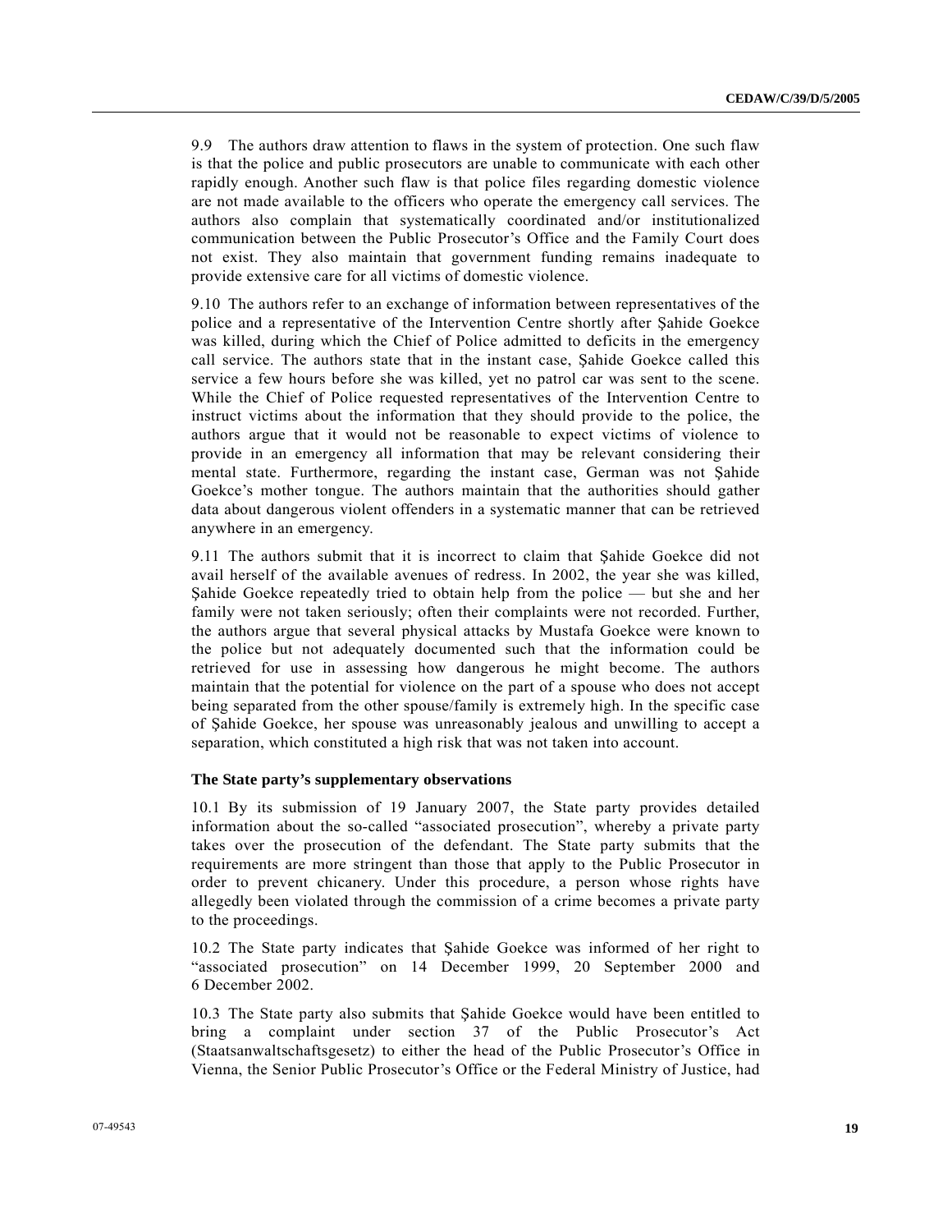9.9 The authors draw attention to flaws in the system of protection. One such flaw is that the police and public prosecutors are unable to communicate with each other rapidly enough. Another such flaw is that police files regarding domestic violence are not made available to the officers who operate the emergency call services. The authors also complain that systematically coordinated and/or institutionalized communication between the Public Prosecutor's Office and the Family Court does not exist. They also maintain that government funding remains inadequate to provide extensive care for all victims of domestic violence.

9.10 The authors refer to an exchange of information between representatives of the police and a representative of the Intervention Centre shortly after Şahide Goekce was killed, during which the Chief of Police admitted to deficits in the emergency call service. The authors state that in the instant case, Şahide Goekce called this service a few hours before she was killed, yet no patrol car was sent to the scene. While the Chief of Police requested representatives of the Intervention Centre to instruct victims about the information that they should provide to the police, the authors argue that it would not be reasonable to expect victims of violence to provide in an emergency all information that may be relevant considering their mental state. Furthermore, regarding the instant case, German was not Şahide Goekce's mother tongue. The authors maintain that the authorities should gather data about dangerous violent offenders in a systematic manner that can be retrieved anywhere in an emergency.

9.11 The authors submit that it is incorrect to claim that Şahide Goekce did not avail herself of the available avenues of redress. In 2002, the year she was killed, Şahide Goekce repeatedly tried to obtain help from the police — but she and her family were not taken seriously; often their complaints were not recorded. Further, the authors argue that several physical attacks by Mustafa Goekce were known to the police but not adequately documented such that the information could be retrieved for use in assessing how dangerous he might become. The authors maintain that the potential for violence on the part of a spouse who does not accept being separated from the other spouse/family is extremely high. In the specific case of Şahide Goekce, her spouse was unreasonably jealous and unwilling to accept a separation, which constituted a high risk that was not taken into account.

**The State party's supplementary observations**

10.1 By its submission of 19 January 2007, the State party provides detailed information about the so-called "associated prosecution", whereby a private party takes over the prosecution of the defendant. The State party submits that the requirements are more stringent than those that apply to the Public Prosecutor in order to prevent chicanery. Under this procedure, a person whose rights have allegedly been violated through the commission of a crime becomes a private party to the proceedings.

10.2 The State party indicates that Şahide Goekce was informed of her right to "associated prosecution" on 14 December 1999, 20 September 2000 and 6 December 2002.

10.3 The State party also submits that Şahide Goekce would have been entitled to bring a complaint under section 37 of the Public Prosecutor's Act (Staatsanwaltschaftsgesetz) to either the head of the Public Prosecutor's Office in Vienna, the Senior Public Prosecutor's Office or the Federal Ministry of Justice, had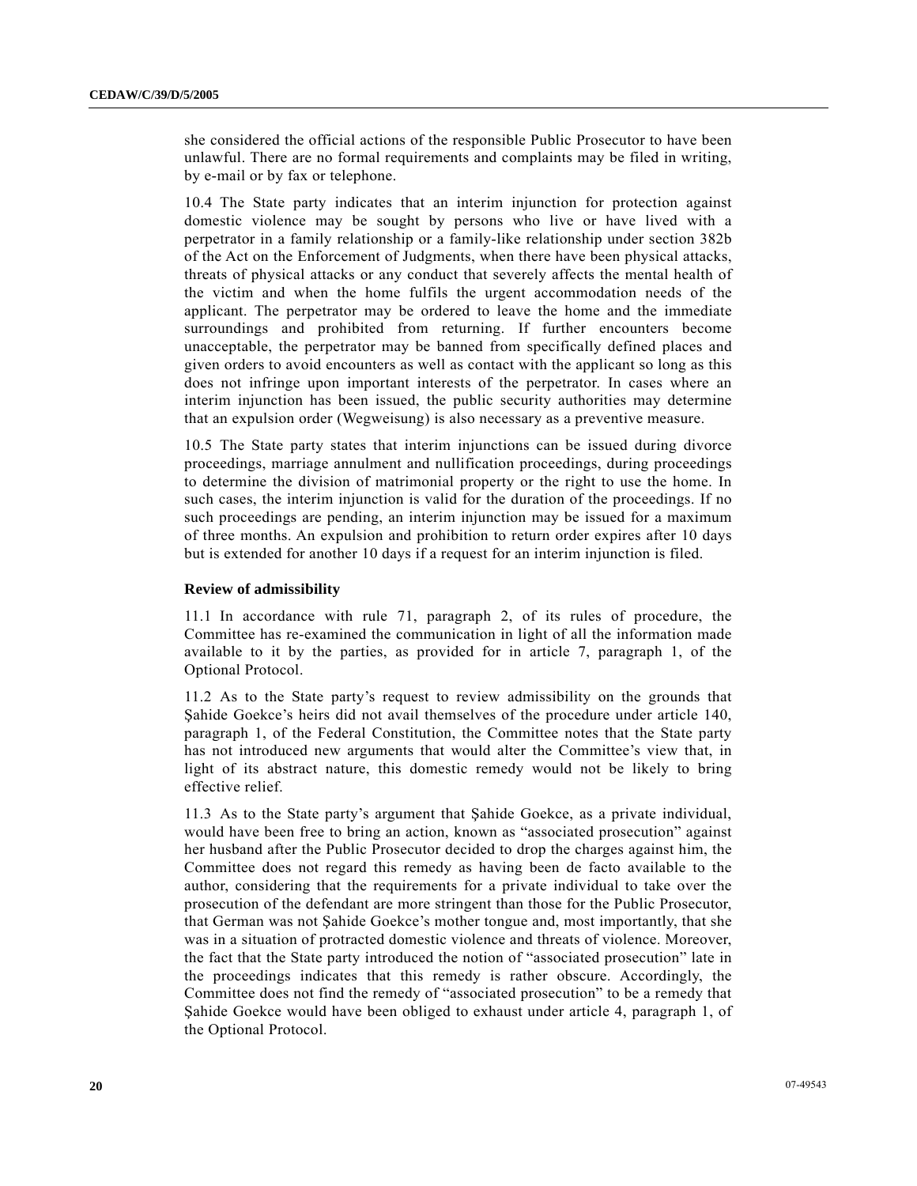she considered the official actions of the responsible Public Prosecutor to have been unlawful. There are no formal requirements and complaints may be filed in writing, by e-mail or by fax or telephone.

10.4 The State party indicates that an interim injunction for protection against domestic violence may be sought by persons who live or have lived with a perpetrator in a family relationship or a family-like relationship under section 382b of the Act on the Enforcement of Judgments, when there have been physical attacks, threats of physical attacks or any conduct that severely affects the mental health of the victim and when the home fulfils the urgent accommodation needs of the applicant. The perpetrator may be ordered to leave the home and the immediate surroundings and prohibited from returning. If further encounters become unacceptable, the perpetrator may be banned from specifically defined places and given orders to avoid encounters as well as contact with the applicant so long as this does not infringe upon important interests of the perpetrator. In cases where an interim injunction has been issued, the public security authorities may determine that an expulsion order (Wegweisung) is also necessary as a preventive measure.

10.5 The State party states that interim injunctions can be issued during divorce proceedings, marriage annulment and nullification proceedings, during proceedings to determine the division of matrimonial property or the right to use the home. In such cases, the interim injunction is valid for the duration of the proceedings. If no such proceedings are pending, an interim injunction may be issued for a maximum of three months. An expulsion and prohibition to return order expires after 10 days but is extended for another 10 days if a request for an interim injunction is filed.

**Review of admissibility**

11.1 In accordance with rule 71, paragraph 2, of its rules of procedure, the Committee has re-examined the communication in light of all the information made available to it by the parties, as provided for in article 7, paragraph 1, of the Optional Protocol.

11.2 As to the State party's request to review admissibility on the grounds that Şahide Goekce's heirs did not avail themselves of the procedure under article 140, paragraph 1, of the Federal Constitution, the Committee notes that the State party has not introduced new arguments that would alter the Committee's view that, in light of its abstract nature, this domestic remedy would not be likely to bring effective relief.

11.3 As to the State party's argument that Şahide Goekce, as a private individual, would have been free to bring an action, known as "associated prosecution" against her husband after the Public Prosecutor decided to drop the charges against him, the Committee does not regard this remedy as having been de facto available to the author, considering that the requirements for a private individual to take over the prosecution of the defendant are more stringent than those for the Public Prosecutor, that German was not Şahide Goekce's mother tongue and, most importantly, that she was in a situation of protracted domestic violence and threats of violence. Moreover, the fact that the State party introduced the notion of "associated prosecution" late in the proceedings indicates that this remedy is rather obscure. Accordingly, the Committee does not find the remedy of "associated prosecution" to be a remedy that Şahide Goekce would have been obliged to exhaust under article 4, paragraph 1, of the Optional Protocol.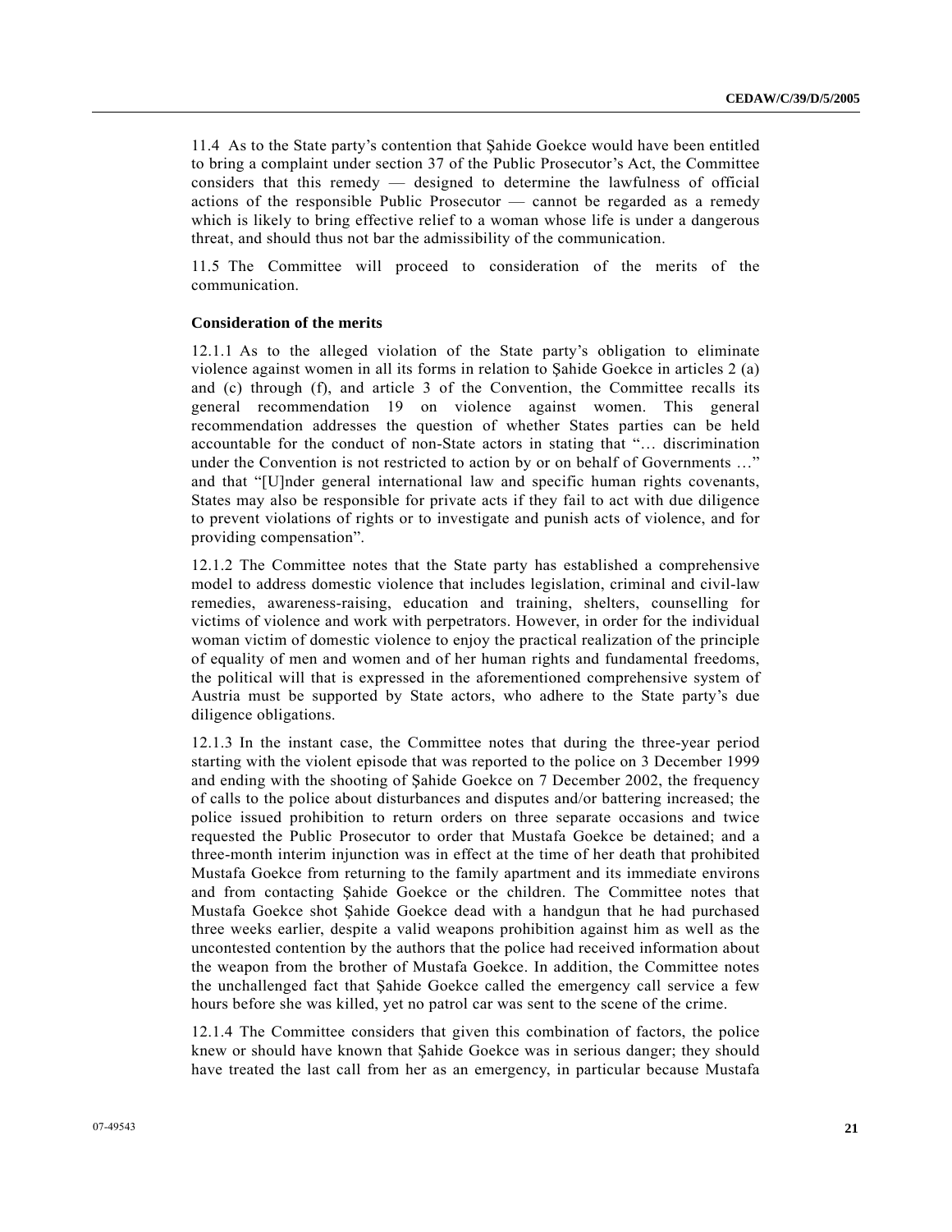11.4 As to the State party's contention that Şahide Goekce would have been entitled to bring a complaint under section 37 of the Public Prosecutor's Act, the Committee considers that this remedy — designed to determine the lawfulness of official actions of the responsible Public Prosecutor — cannot be regarded as a remedy which is likely to bring effective relief to a woman whose life is under a dangerous threat, and should thus not bar the admissibility of the communication.

11.5 The Committee will proceed to consideration of the merits of the communication.

### Consideration of the merits

12.1.1 As to the alleged violation of the State party's obligation to eliminate violence against women in all its forms in relation to Şahide Goekce in articles 2 (a) and (c) through (f), and article 3 of the Convention, the Committee recalls its general recommendation 19 on violence against women. This general recommendation addresses the question of whether States parties can be held accountable for the conduct of non-State actors in stating that "… discrimination under the Convention is not restricted to action by or on behalf of Governments …" and that "[U]nder general international law and specific human rights covenants, States may also be responsible for private acts if they fail to act with due diligence to prevent violations of rights or to investigate and punish acts of violence, and for providing compensation".

12.1.2 The Committee notes that the State party has established a comprehensive model to address domestic violence that includes legislation, criminal and civil-law remedies, awareness-raising, education and training, shelters, counselling for victims of violence and work with perpetrators. However, in order for the individual woman victim of domestic violence to enjoy the practical realization of the principle of equality of men and women and of her human rights and fundamental freedoms, the political will that is expressed in the aforementioned comprehensive system of Austria must be supported by State actors, who adhere to the State party's due diligence obligations.

12.1.3 In the instant case, the Committee notes that during the three-year period starting with the violent episode that was reported to the police on 3 December 1999 and ending with the shooting of Şahide Goekce on 7 December 2002, the frequency of calls to the police about disturbances and disputes and/or battering increased; the police issued prohibition to return orders on three separate occasions and twice requested the Public Prosecutor to order that Mustafa Goekce be detained; and a three-month interim injunction was in effect at the time of her death that prohibited Mustafa Goekce from returning to the family apartment and its immediate environs and from contacting Şahide Goekce or the children. The Committee notes that Mustafa Goekce shot Şahide Goekce dead with a handgun that he had purchased three weeks earlier, despite a valid weapons prohibition against him as well as the uncontested contention by the authors that the police had received information about the weapon from the brother of Mustafa Goekce. In addition, the Committee notes the unchallenged fact that Şahide Goekce called the emergency call service a few hours before she was killed, yet no patrol car was sent to the scene of the crime.

12.1.4 The Committee considers that given this combination of factors, the police knew or should have known that Şahide Goekce was in serious danger; they should have treated the last call from her as an emergency, in particular because Mustafa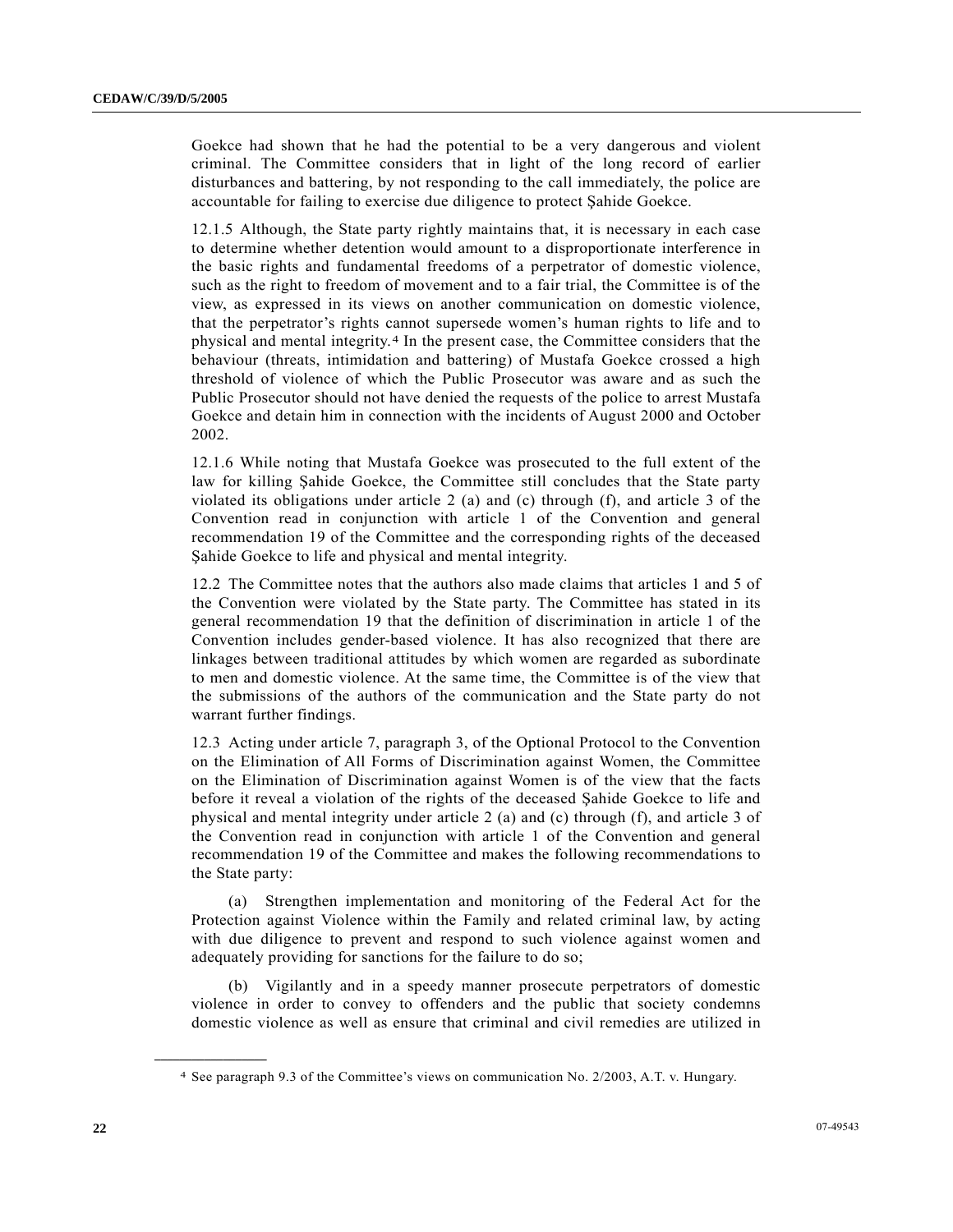Goekce had shown that he had the potential to be a very dangerous and violent criminal. The Committee considers that in light of the long record of earlier disturbances and battering, by not responding to the call immediately, the police are accountable for failing to exercise due diligence to protect Şahide Goekce.

12.1.5 Although, the State party rightly maintains that, it is necessary in each case to determine whether detention would amount to a disproportionate interference in the basic rights and fundamental freedoms of a perpetrator of domestic violence, such as the right to freedom of movement and to a fair trial, the Committee is of the view, as expressed in its views on another communication on domestic violence, that the perpetrator's rights cannot supersede women's human rights to life and to physical and mental integrity.[4] In the present case, the Committee considers that the behaviour (threats, intimidation and battering) of Mustafa Goekce crossed a high threshold of violence of which the Public Prosecutor was aware and as such the Public Prosecutor should not have denied the requests of the police to arrest Mustafa Goekce and detain him in connection with the incidents of August 2000 and October 2002.

12.1.6 While noting that Mustafa Goekce was prosecuted to the full extent of the law for killing Şahide Goekce, the Committee still concludes that the State party violated its obligations under article 2 (a) and (c) through (f), and article 3 of the Convention read in conjunction with article 1 of the Convention and general recommendation 19 of the Committee and the corresponding rights of the deceased Şahide Goekce to life and physical and mental integrity.

12.2 The Committee notes that the authors also made claims that articles 1 and 5 of the Convention were violated by the State party. The Committee has stated in its general recommendation 19 that the definition of discrimination in article 1 of the Convention includes gender-based violence. It has also recognized that there are linkages between traditional attitudes by which women are regarded as subordinate to men and domestic violence. At the same time, the Committee is of the view that the submissions of the authors of the communication and the State party do not warrant further findings.

12.3 Acting under article 7, paragraph 3, of the Optional Protocol to the Convention on the Elimination of All Forms of Discrimination against Women, the Committee on the Elimination of Discrimination against Women is of the view that the facts before it reveal a violation of the rights of the deceased Şahide Goekce to life and physical and mental integrity under article 2 (a) and (c) through (f), and article 3 of the Convention read in conjunction with article 1 of the Convention and general recommendation 19 of the Committee and makes the following recommendations to the State party:

(a) Strengthen implementation and monitoring of the Federal Act for the Protection against Violence within the Family and related criminal law, by acting with due diligence to prevent and respond to such violence against women and adequately providing for sanctions for the failure to do so;

(b) Vigilantly and in a speedy manner prosecute perpetrators of domestic violence in order to convey to offenders and the public that society condemns domestic violence as well as ensure that criminal and civil remedies are utilized in

---

[4] See paragraph 9.3 of the Committee's views on communication No. 2/2003, A.T. v. Hungary.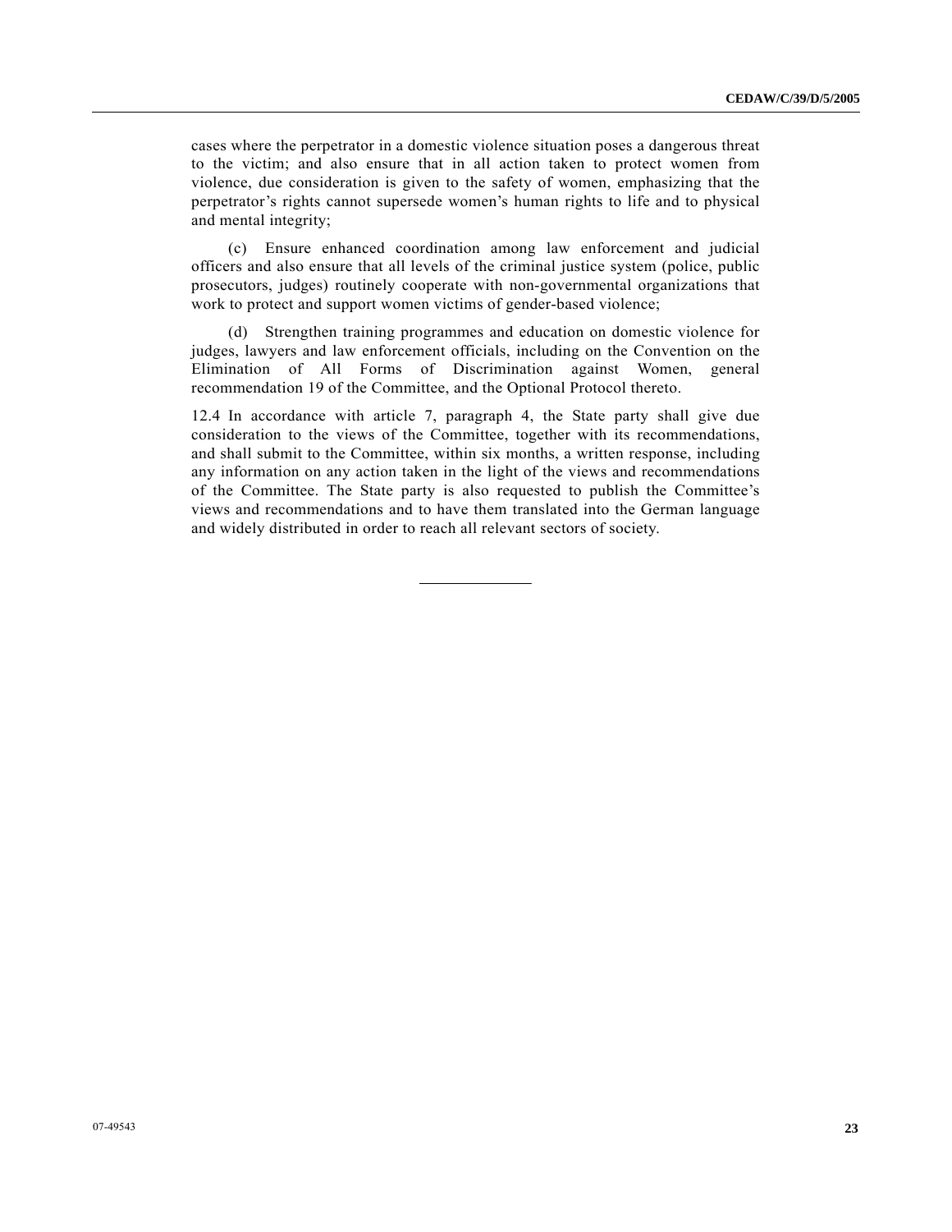cases where the perpetrator in a domestic violence situation poses a dangerous threat to the victim; and also ensure that in all action taken to protect women from violence, due consideration is given to the safety of women, emphasizing that the perpetrator's rights cannot supersede women's human rights to life and to physical and mental integrity;

(c) Ensure enhanced coordination among law enforcement and judicial officers and also ensure that all levels of the criminal justice system (police, public prosecutors, judges) routinely cooperate with non-governmental organizations that work to protect and support women victims of gender-based violence;

(d) Strengthen training programmes and education on domestic violence for judges, lawyers and law enforcement officials, including on the Convention on the Elimination of All Forms of Discrimination against Women, general recommendation 19 of the Committee, and the Optional Protocol thereto.

12.4 In accordance with article 7, paragraph 4, the State party shall give due consideration to the views of the Committee, together with its recommendations, and shall submit to the Committee, within six months, a written response, including any information on any action taken in the light of the views and recommendations of the Committee. The State party is also requested to publish the Committee's views and recommendations and to have them translated into the German language and widely distributed in order to reach all relevant sectors of society.